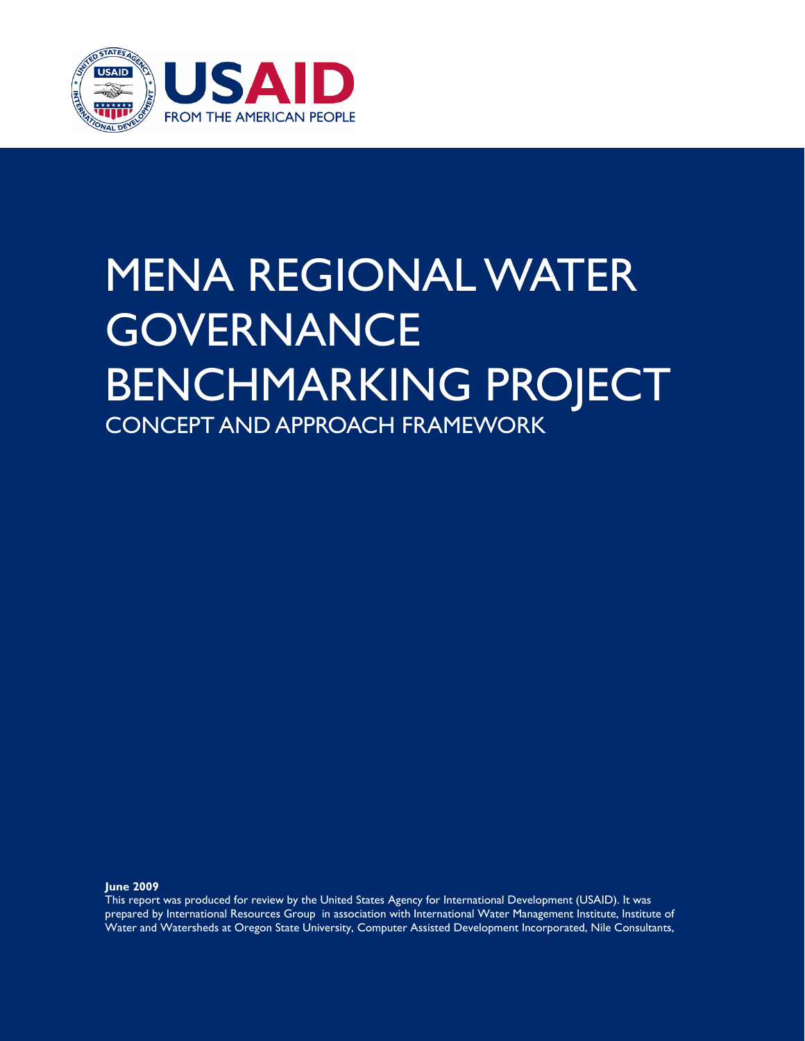USAID
FROM THE AMERICAN PEOPLE

# MENA REGIONAL WATER GOVERNANCE BENCHMARKING PROJECT

## CONCEPT AND APPROACH FRAMEWORK

**June 2009**

This report was produced for review by the United States Agency for International Development (USAID). It was prepared by International Resources Group in association with International Water Management Institute, Institute of Water and Watersheds at Oregon State University, Computer Assisted Development Incorporated, Nile Consultants,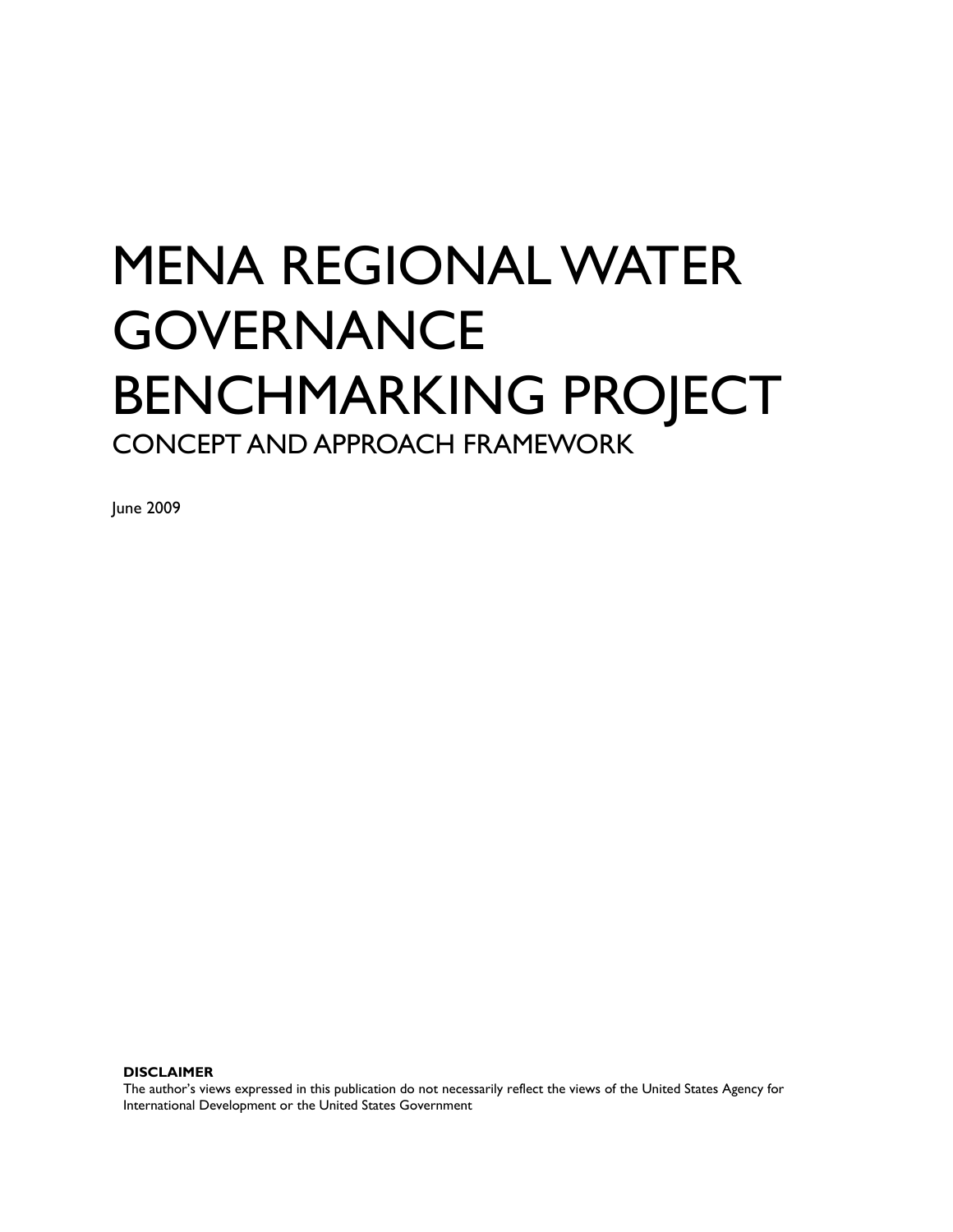# MENA REGIONAL WATER GOVERNANCE BENCHMARKING PROJECT

## CONCEPT AND APPROACH FRAMEWORK

June 2009

**DISCLAIMER**

The author's views expressed in this publication do not necessarily reflect the views of the United States Agency for International Development or the United States Government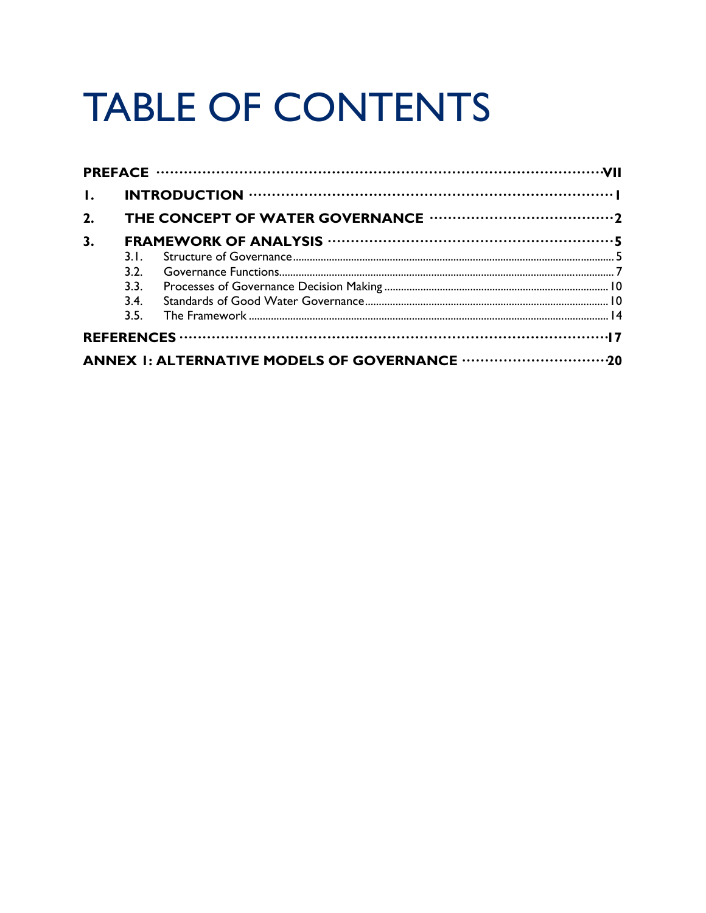# TABLE OF CONTENTS

**PREFACE** ........................................................................ **VII**

**1. INTRODUCTION** ........................................................................ **1**

**2. THE CONCEPT OF WATER GOVERNANCE** ........................................................................ **2**

**3. FRAMEWORK OF ANALYSIS** ........................................................................ **5**

- 3.1. Structure of Governance ........................................................................ 5
- 3.2. Governance Functions ........................................................................ 7
- 3.3. Processes of Governance Decision Making ........................................................................ 10
- 3.4. Standards of Good Water Governance ........................................................................ 10
- 3.5. The Framework ........................................................................ 14

**REFERENCES** ........................................................................ **17**

**ANNEX 1: ALTERNATIVE MODELS OF GOVERNANCE** ........................................................................ **20**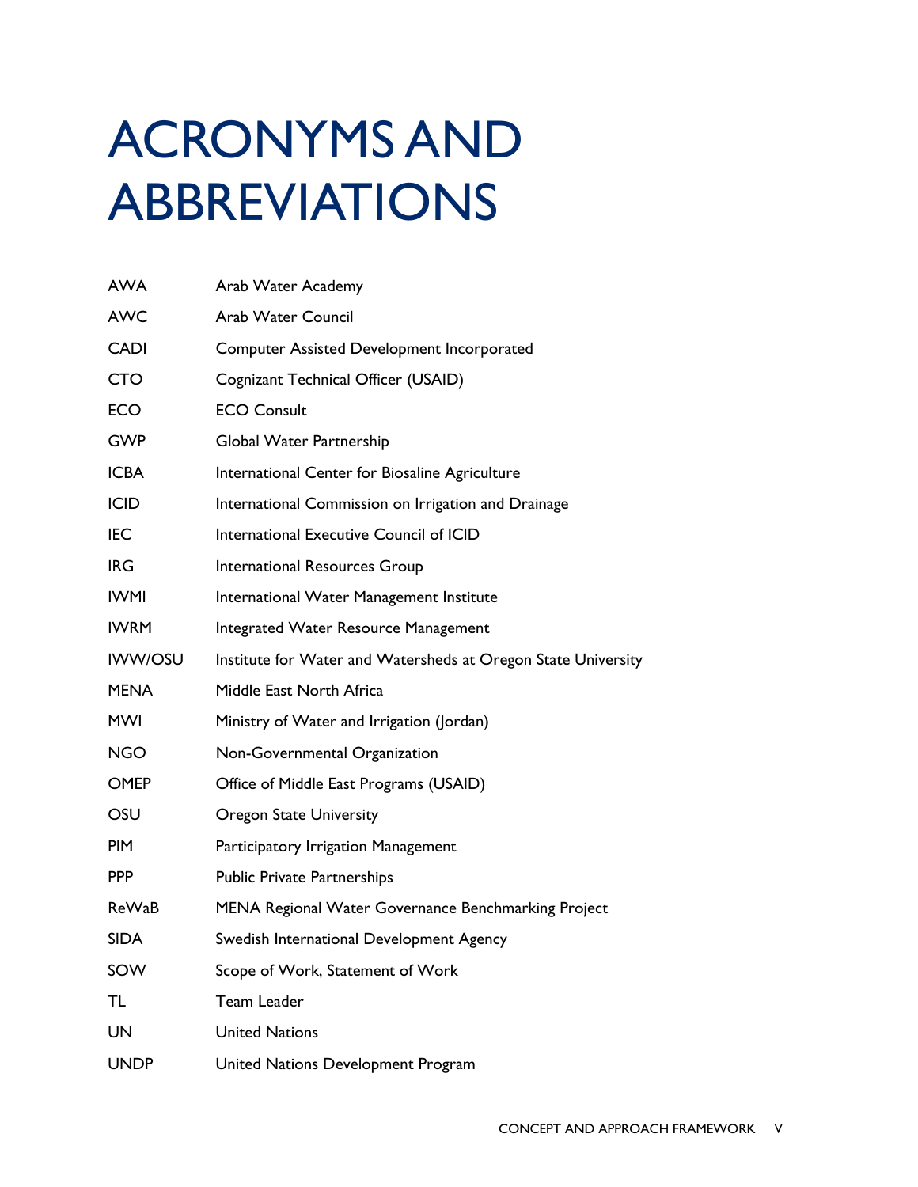# ACRONYMS AND ABBREVIATIONS

| | |
|---|---|
| AWA | Arab Water Academy |
| AWC | Arab Water Council |
| CADI | Computer Assisted Development Incorporated |
| CTO | Cognizant Technical Officer (USAID) |
| ECO | ECO Consult |
| GWP | Global Water Partnership |
| ICBA | International Center for Biosaline Agriculture |
| ICID | International Commission on Irrigation and Drainage |
| IEC | International Executive Council of ICID |
| IRG | International Resources Group |
| IWMI | International Water Management Institute |
| IWRM | Integrated Water Resource Management |
| IWW/OSU | Institute for Water and Watersheds at Oregon State University |
| MENA | Middle East North Africa |
| MWI | Ministry of Water and Irrigation (Jordan) |
| NGO | Non-Governmental Organization |
| OMEP | Office of Middle East Programs (USAID) |
| OSU | Oregon State University |
| PIM | Participatory Irrigation Management |
| PPP | Public Private Partnerships |
| ReWaB | MENA Regional Water Governance Benchmarking Project |
| SIDA | Swedish International Development Agency |
| SOW | Scope of Work, Statement of Work |
| TL | Team Leader |
| UN | United Nations |
| UNDP | United Nations Development Program |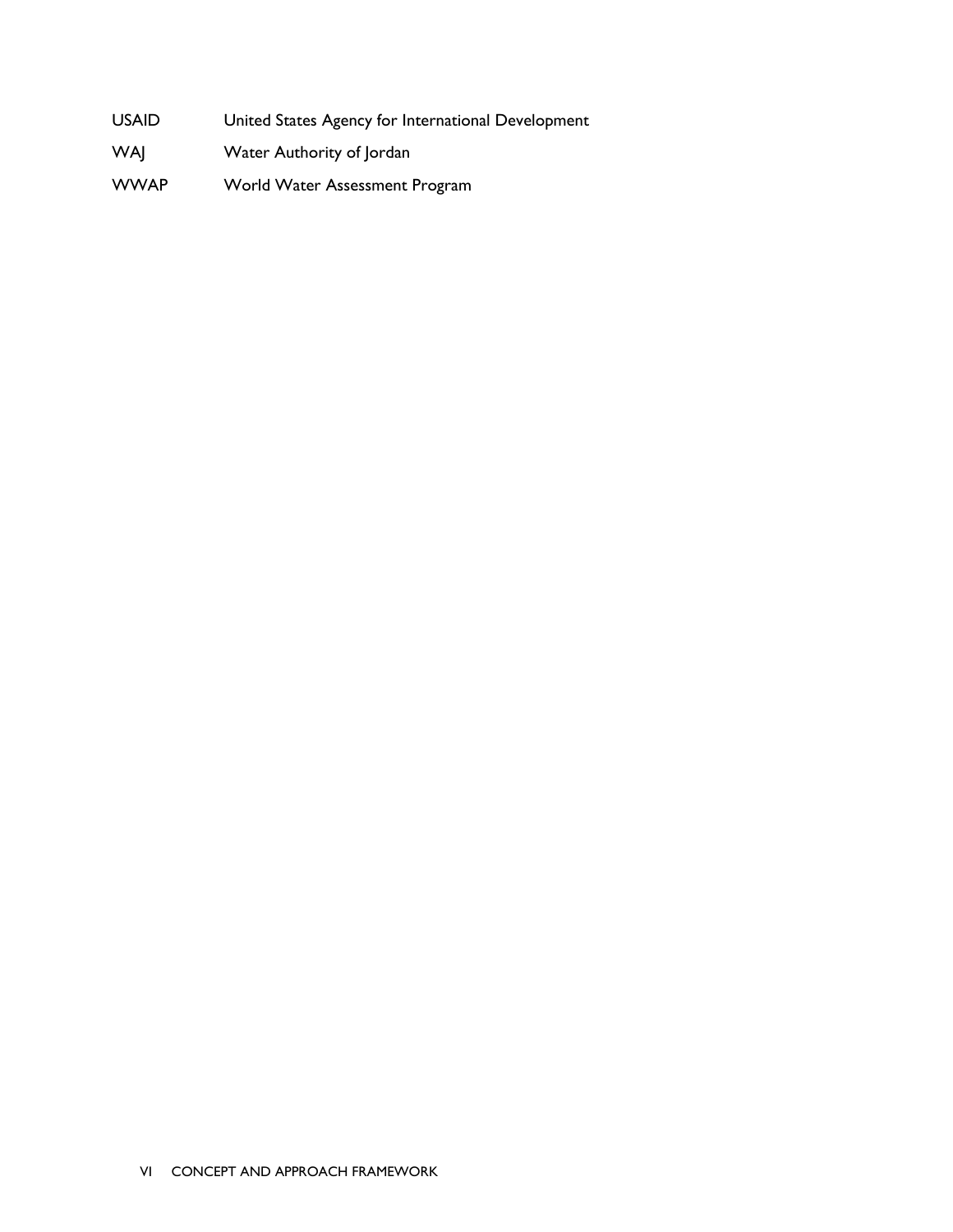| | |
|---|---|
| USAID | United States Agency for International Development |
| WAJ | Water Authority of Jordan |
| WWAP | World Water Assessment Program |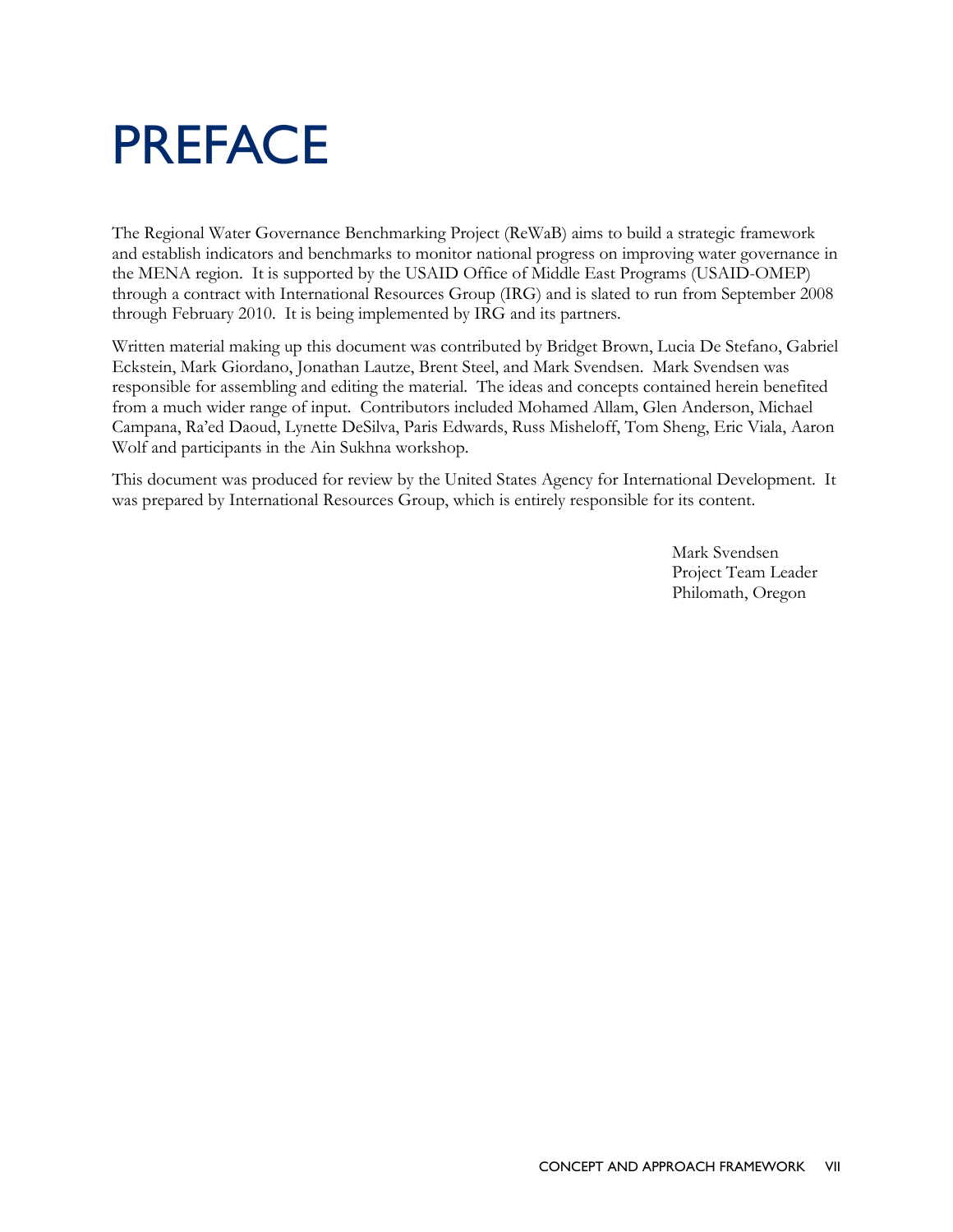# PREFACE

The Regional Water Governance Benchmarking Project (ReWaB) aims to build a strategic framework and establish indicators and benchmarks to monitor national progress on improving water governance in the MENA region. It is supported by the USAID Office of Middle East Programs (USAID-OMEP) through a contract with International Resources Group (IRG) and is slated to run from September 2008 through February 2010. It is being implemented by IRG and its partners.

Written material making up this document was contributed by Bridget Brown, Lucia De Stefano, Gabriel Eckstein, Mark Giordano, Jonathan Lautze, Brent Steel, and Mark Svendsen. Mark Svendsen was responsible for assembling and editing the material. The ideas and concepts contained herein benefited from a much wider range of input. Contributors included Mohamed Allam, Glen Anderson, Michael Campana, Ra'ed Daoud, Lynette DeSilva, Paris Edwards, Russ Misheloff, Tom Sheng, Eric Viala, Aaron Wolf and participants in the Ain Sukhna workshop.

This document was produced for review by the United States Agency for International Development. It was prepared by International Resources Group, which is entirely responsible for its content.

Mark Svendsen  
Project Team Leader  
Philomath, Oregon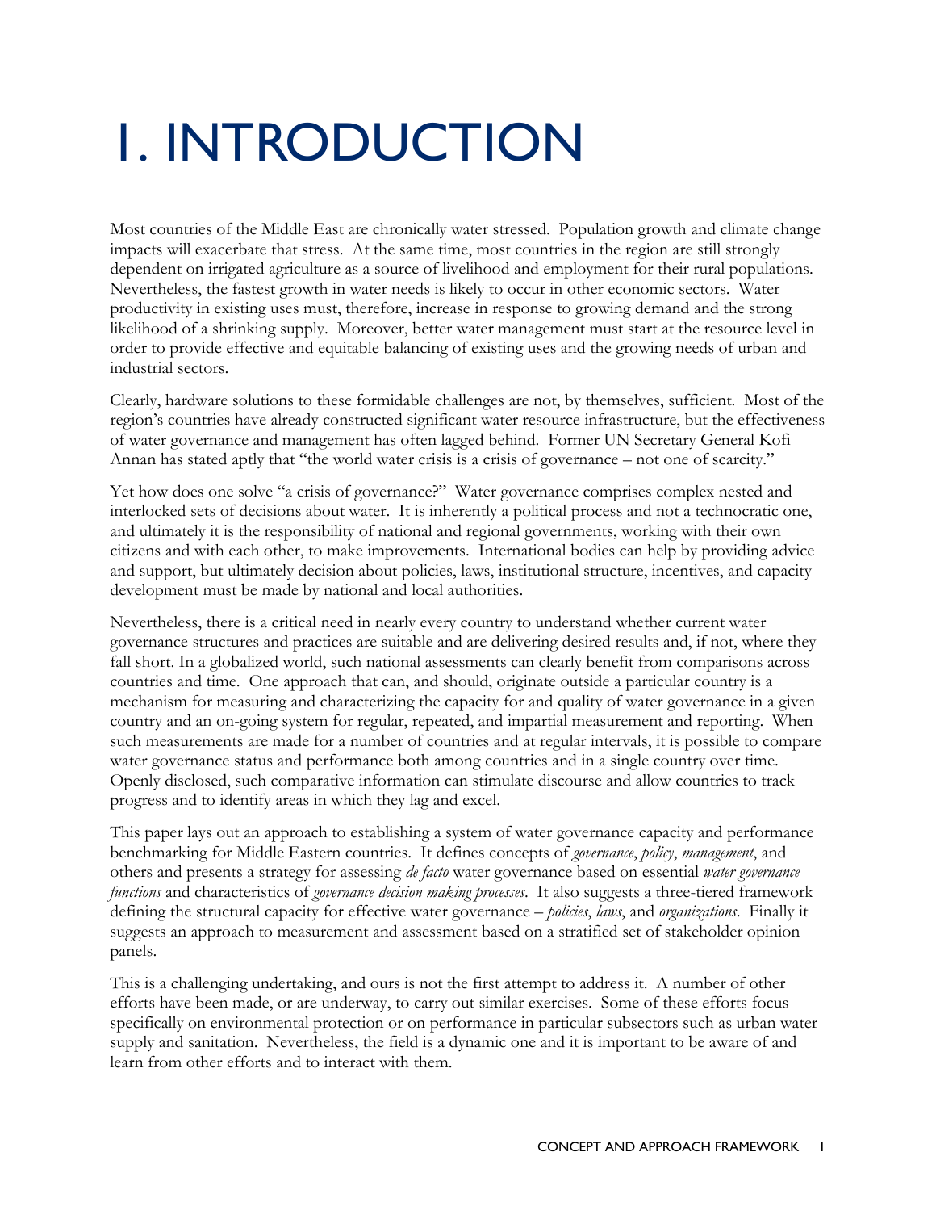# 1. INTRODUCTION

Most countries of the Middle East are chronically water stressed. Population growth and climate change impacts will exacerbate that stress. At the same time, most countries in the region are still strongly dependent on irrigated agriculture as a source of livelihood and employment for their rural populations. Nevertheless, the fastest growth in water needs is likely to occur in other economic sectors. Water productivity in existing uses must, therefore, increase in response to growing demand and the strong likelihood of a shrinking supply. Moreover, better water management must start at the resource level in order to provide effective and equitable balancing of existing uses and the growing needs of urban and industrial sectors.

Clearly, hardware solutions to these formidable challenges are not, by themselves, sufficient. Most of the region's countries have already constructed significant water resource infrastructure, but the effectiveness of water governance and management has often lagged behind. Former UN Secretary General Kofi Annan has stated aptly that "the world water crisis is a crisis of governance – not one of scarcity."

Yet how does one solve "a crisis of governance?" Water governance comprises complex nested and interlocked sets of decisions about water. It is inherently a political process and not a technocratic one, and ultimately it is the responsibility of national and regional governments, working with their own citizens and with each other, to make improvements. International bodies can help by providing advice and support, but ultimately decision about policies, laws, institutional structure, incentives, and capacity development must be made by national and local authorities.

Nevertheless, there is a critical need in nearly every country to understand whether current water governance structures and practices are suitable and are delivering desired results and, if not, where they fall short. In a globalized world, such national assessments can clearly benefit from comparisons across countries and time. One approach that can, and should, originate outside a particular country is a mechanism for measuring and characterizing the capacity for and quality of water governance in a given country and an on-going system for regular, repeated, and impartial measurement and reporting. When such measurements are made for a number of countries and at regular intervals, it is possible to compare water governance status and performance both among countries and in a single country over time. Openly disclosed, such comparative information can stimulate discourse and allow countries to track progress and to identify areas in which they lag and excel.

This paper lays out an approach to establishing a system of water governance capacity and performance benchmarking for Middle Eastern countries. It defines concepts of *governance*, *policy*, *management*, and others and presents a strategy for assessing *de facto* water governance based on essential *water governance functions* and characteristics of *governance decision making processes*. It also suggests a three-tiered framework defining the structural capacity for effective water governance – *policies*, *laws*, and *organizations*. Finally it suggests an approach to measurement and assessment based on a stratified set of stakeholder opinion panels.

This is a challenging undertaking, and ours is not the first attempt to address it. A number of other efforts have been made, or are underway, to carry out similar exercises. Some of these efforts focus specifically on environmental protection or on performance in particular subsectors such as urban water supply and sanitation. Nevertheless, the field is a dynamic one and it is important to be aware of and learn from other efforts and to interact with them.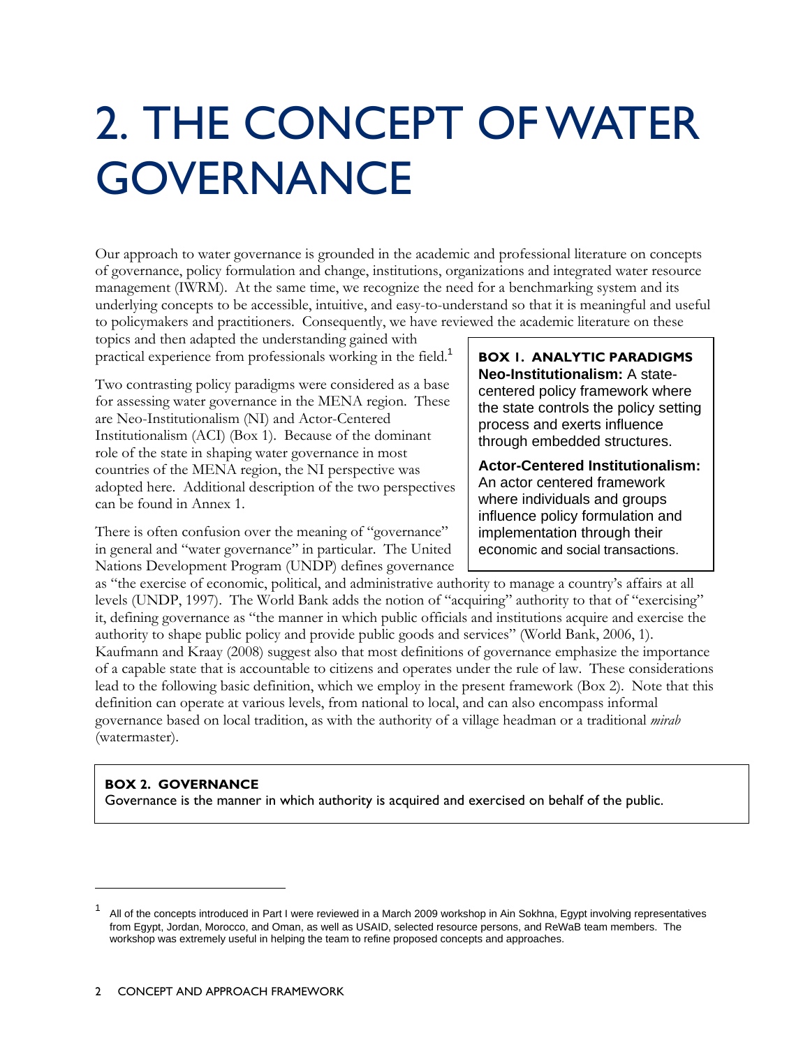# 2. THE CONCEPT OF WATER GOVERNANCE

Our approach to water governance is grounded in the academic and professional literature on concepts of governance, policy formulation and change, institutions, organizations and integrated water resource management (IWRM). At the same time, we recognize the need for a benchmarking system and its underlying concepts to be accessible, intuitive, and easy-to-understand so that it is meaningful and useful to policymakers and practitioners. Consequently, we have reviewed the academic literature on these topics and then adapted the understanding gained with practical experience from professionals working in the field.[1]

Two contrasting policy paradigms were considered as a base for assessing water governance in the MENA region. These are Neo-Institutionalism (NI) and Actor-Centered Institutionalism (ACI) (Box 1). Because of the dominant role of the state in shaping water governance in most countries of the MENA region, the NI perspective was adopted here. Additional description of the two perspectives can be found in Annex 1.

> **BOX 1. ANALYTIC PARADIGMS**
>
> **Neo-Institutionalism:** A state-centered policy framework where the state controls the policy setting process and exerts influence through embedded structures.
>
> **Actor-Centered Institutionalism:** An actor centered framework where individuals and groups influence policy formulation and implementation through their economic and social transactions.

There is often confusion over the meaning of "governance" in general and "water governance" in particular. The United Nations Development Program (UNDP) defines governance as "the exercise of economic, political, and administrative authority to manage a country's affairs at all levels (UNDP, 1997). The World Bank adds the notion of "acquiring" authority to that of "exercising" it, defining governance as "the manner in which public officials and institutions acquire and exercise the authority to shape public policy and provide public goods and services" (World Bank, 2006, 1). Kaufmann and Kraay (2008) suggest also that most definitions of governance emphasize the importance of a capable state that is accountable to citizens and operates under the rule of law. These considerations lead to the following basic definition, which we employ in the present framework (Box 2). Note that this definition can operate at various levels, from national to local, and can also encompass informal governance based on local tradition, as with the authority of a village headman or a traditional *mirab* (watermaster).

> **BOX 2. GOVERNANCE**
>
> Governance is the manner in which authority is acquired and exercised on behalf of the public.

---

[1] All of the concepts introduced in Part I were reviewed in a March 2009 workshop in Ain Sokhna, Egypt involving representatives from Egypt, Jordan, Morocco, and Oman, as well as USAID, selected resource persons, and ReWaB team members. The workshop was extremely useful in helping the team to refine proposed concepts and approaches.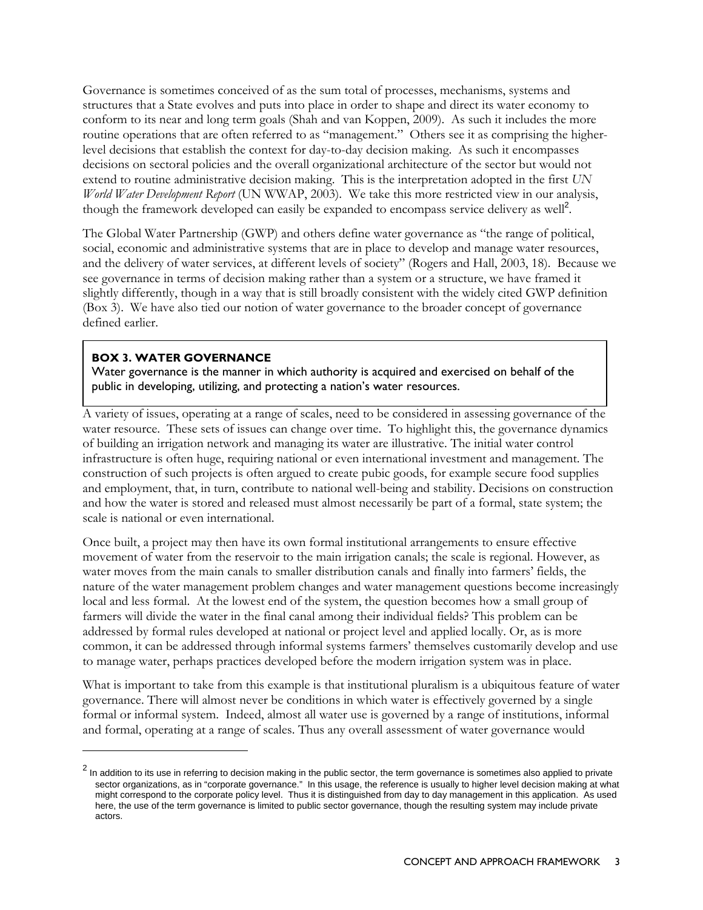Governance is sometimes conceived of as the sum total of processes, mechanisms, systems and structures that a State evolves and puts into place in order to shape and direct its water economy to conform to its near and long term goals (Shah and van Koppen, 2009). As such it includes the more routine operations that are often referred to as "management." Others see it as comprising the higher-level decisions that establish the context for day-to-day decision making. As such it encompasses decisions on sectoral policies and the overall organizational architecture of the sector but would not extend to routine administrative decision making. This is the interpretation adopted in the first *UN World Water Development Report* (UN WWAP, 2003). We take this more restricted view in our analysis, though the framework developed can easily be expanded to encompass service delivery as well[2].

The Global Water Partnership (GWP) and others define water governance as "the range of political, social, economic and administrative systems that are in place to develop and manage water resources, and the delivery of water services, at different levels of society" (Rogers and Hall, 2003, 18). Because we see governance in terms of decision making rather than a system or a structure, we have framed it slightly differently, though in a way that is still broadly consistent with the widely cited GWP definition (Box 3). We have also tied our notion of water governance to the broader concept of governance defined earlier.

> **BOX 3. WATER GOVERNANCE**
> Water governance is the manner in which authority is acquired and exercised on behalf of the public in developing, utilizing, and protecting a nation's water resources.

A variety of issues, operating at a range of scales, need to be considered in assessing governance of the water resource. These sets of issues can change over time. To highlight this, the governance dynamics of building an irrigation network and managing its water are illustrative. The initial water control infrastructure is often huge, requiring national or even international investment and management. The construction of such projects is often argued to create pubic goods, for example secure food supplies and employment, that, in turn, contribute to national well-being and stability. Decisions on construction and how the water is stored and released must almost necessarily be part of a formal, state system; the scale is national or even international.

Once built, a project may then have its own formal institutional arrangements to ensure effective movement of water from the reservoir to the main irrigation canals; the scale is regional. However, as water moves from the main canals to smaller distribution canals and finally into farmers' fields, the nature of the water management problem changes and water management questions become increasingly local and less formal. At the lowest end of the system, the question becomes how a small group of farmers will divide the water in the final canal among their individual fields? This problem can be addressed by formal rules developed at national or project level and applied locally. Or, as is more common, it can be addressed through informal systems farmers' themselves customarily develop and use to manage water, perhaps practices developed before the modern irrigation system was in place.

What is important to take from this example is that institutional pluralism is a ubiquitous feature of water governance. There will almost never be conditions in which water is effectively governed by a single formal or informal system. Indeed, almost all water use is governed by a range of institutions, informal and formal, operating at a range of scales. Thus any overall assessment of water governance would

---

[2] In addition to its use in referring to decision making in the public sector, the term governance is sometimes also applied to private sector organizations, as in "corporate governance." In this usage, the reference is usually to higher level decision making at what might correspond to the corporate policy level. Thus it is distinguished from day to day management in this application. As used here, the use of the term governance is limited to public sector governance, though the resulting system may include private actors.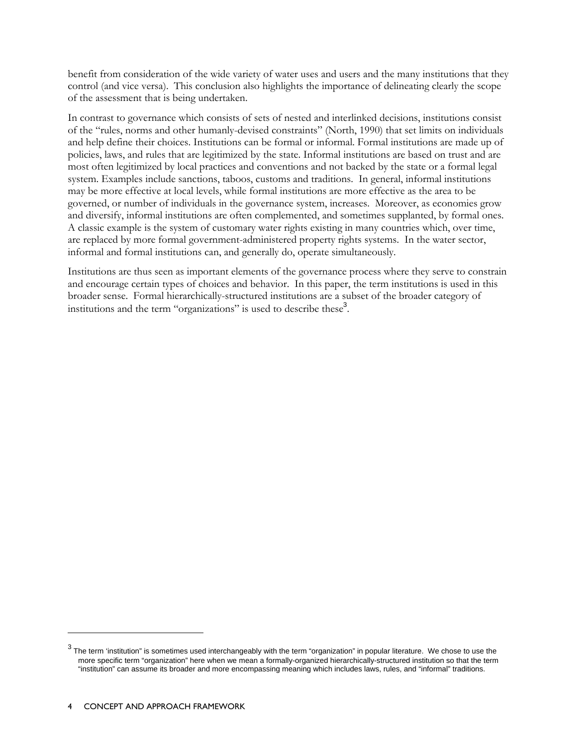benefit from consideration of the wide variety of water uses and users and the many institutions that they control (and vice versa). This conclusion also highlights the importance of delineating clearly the scope of the assessment that is being undertaken.

In contrast to governance which consists of sets of nested and interlinked decisions, institutions consist of the "rules, norms and other humanly-devised constraints" (North, 1990) that set limits on individuals and help define their choices. Institutions can be formal or informal. Formal institutions are made up of policies, laws, and rules that are legitimized by the state. Informal institutions are based on trust and are most often legitimized by local practices and conventions and not backed by the state or a formal legal system. Examples include sanctions, taboos, customs and traditions. In general, informal institutions may be more effective at local levels, while formal institutions are more effective as the area to be governed, or number of individuals in the governance system, increases. Moreover, as economies grow and diversify, informal institutions are often complemented, and sometimes supplanted, by formal ones. A classic example is the system of customary water rights existing in many countries which, over time, are replaced by more formal government-administered property rights systems. In the water sector, informal and formal institutions can, and generally do, operate simultaneously.

Institutions are thus seen as important elements of the governance process where they serve to constrain and encourage certain types of choices and behavior. In this paper, the term institutions is used in this broader sense. Formal hierarchically-structured institutions are a subset of the broader category of institutions and the term "organizations" is used to describe these[3].

[3] The term 'institution" is sometimes used interchangeably with the term "organization" in popular literature. We chose to use the more specific term "organization" here when we mean a formally-organized hierarchically-structured institution so that the term "institution" can assume its broader and more encompassing meaning which includes laws, rules, and "informal" traditions.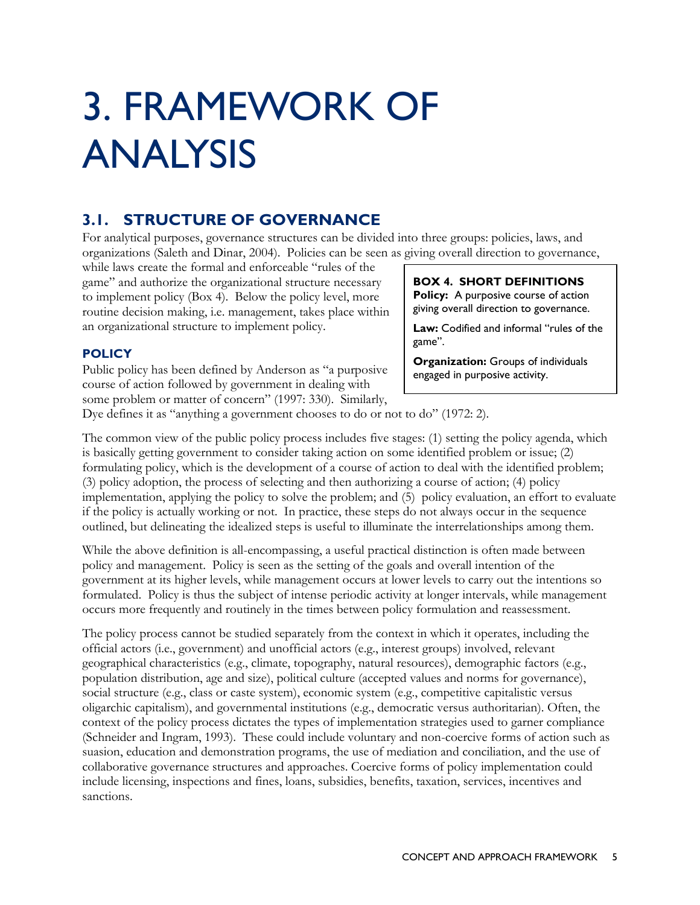// Cross-fade interpolation: `src0*(1-mix) + src1*mix`
// (Mathematical form: $y = x_0 (1 - m) + x_1 m$.)

# 3. FRAMEWORK OF ANALYSIS

## 3.1. STRUCTURE OF GOVERNANCE

For analytical purposes, governance structures can be divided into three groups: policies, laws, and organizations (Saleth and Dinar, 2004). Policies can be seen as giving overall direction to governance, while laws create the formal and enforceable "rules of the game" and authorize the organizational structure necessary to implement policy (Box 4). Below the policy level, more routine decision making, i.e. management, takes place within an organizational structure to implement policy.

> **BOX 4. SHORT DEFINITIONS**
>
> **Policy:** A purposive course of action giving overall direction to governance.
>
> **Law:** Codified and informal "rules of the game".
>
> **Organization:** Groups of individuals engaged in purposive activity.

### POLICY

Public policy has been defined by Anderson as "a purposive course of action followed by government in dealing with some problem or matter of concern" (1997: 330). Similarly, Dye defines it as "anything a government chooses to do or not to do" (1972: 2).

The common view of the public policy process includes five stages: (1) setting the policy agenda, which is basically getting government to consider taking action on some identified problem or issue; (2) formulating policy, which is the development of a course of action to deal with the identified problem; (3) policy adoption, the process of selecting and then authorizing a course of action; (4) policy implementation, applying the policy to solve the problem; and (5) policy evaluation, an effort to evaluate if the policy is actually working or not. In practice, these steps do not always occur in the sequence outlined, but delineating the idealized steps is useful to illuminate the interrelationships among them.

While the above definition is all-encompassing, a useful practical distinction is often made between policy and management. Policy is seen as the setting of the goals and overall intention of the government at its higher levels, while management occurs at lower levels to carry out the intentions so formulated. Policy is thus the subject of intense periodic activity at longer intervals, while management occurs more frequently and routinely in the times between policy formulation and reassessment.

The policy process cannot be studied separately from the context in which it operates, including the official actors (i.e., government) and unofficial actors (e.g., interest groups) involved, relevant geographical characteristics (e.g., climate, topography, natural resources), demographic factors (e.g., population distribution, age and size), political culture (accepted values and norms for governance), social structure (e.g., class or caste system), economic system (e.g., competitive capitalistic versus oligarchic capitalism), and governmental institutions (e.g., democratic versus authoritarian). Often, the context of the policy process dictates the types of implementation strategies used to garner compliance (Schneider and Ingram, 1993). These could include voluntary and non-coercive forms of action such as suasion, education and demonstration programs, the use of mediation and conciliation, and the use of collaborative governance structures and approaches. Coercive forms of policy implementation could include licensing, inspections and fines, loans, subsidies, benefits, taxation, services, incentives and sanctions.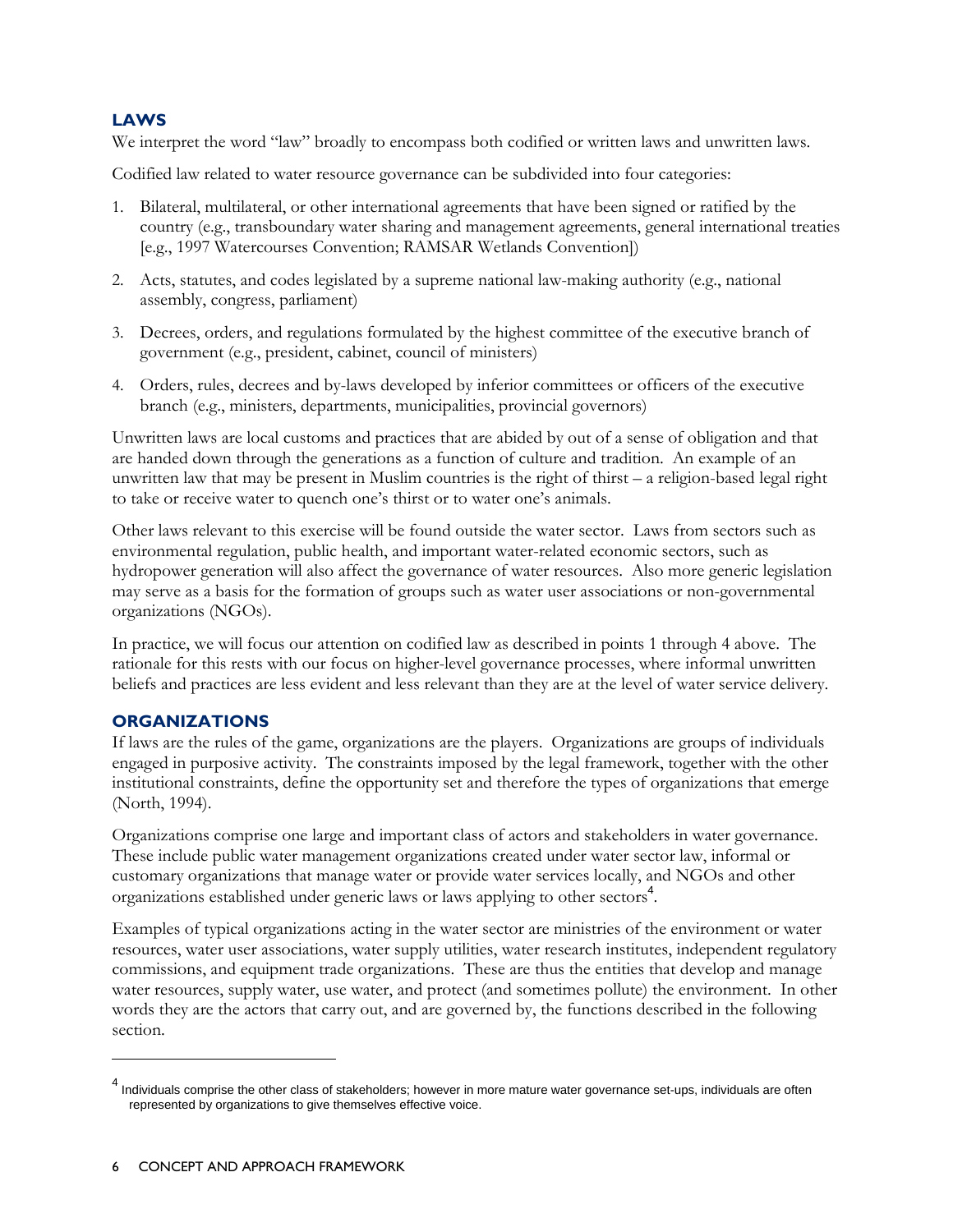## LAWS

We interpret the word "law" broadly to encompass both codified or written laws and unwritten laws.

Codified law related to water resource governance can be subdivided into four categories:

1. Bilateral, multilateral, or other international agreements that have been signed or ratified by the country (e.g., transboundary water sharing and management agreements, general international treaties [e.g., 1997 Watercourses Convention; RAMSAR Wetlands Convention])

2. Acts, statutes, and codes legislated by a supreme national law-making authority (e.g., national assembly, congress, parliament)

3. Decrees, orders, and regulations formulated by the highest committee of the executive branch of government (e.g., president, cabinet, council of ministers)

4. Orders, rules, decrees and by-laws developed by inferior committees or officers of the executive branch (e.g., ministers, departments, municipalities, provincial governors)

Unwritten laws are local customs and practices that are abided by out of a sense of obligation and that are handed down through the generations as a function of culture and tradition. An example of an unwritten law that may be present in Muslim countries is the right of thirst – a religion-based legal right to take or receive water to quench one's thirst or to water one's animals.

Other laws relevant to this exercise will be found outside the water sector. Laws from sectors such as environmental regulation, public health, and important water-related economic sectors, such as hydropower generation will also affect the governance of water resources. Also more generic legislation may serve as a basis for the formation of groups such as water user associations or non-governmental organizations (NGOs).

In practice, we will focus our attention on codified law as described in points 1 through 4 above. The rationale for this rests with our focus on higher-level governance processes, where informal unwritten beliefs and practices are less evident and less relevant than they are at the level of water service delivery.

## ORGANIZATIONS

If laws are the rules of the game, organizations are the players. Organizations are groups of individuals engaged in purposive activity. The constraints imposed by the legal framework, together with the other institutional constraints, define the opportunity set and therefore the types of organizations that emerge (North, 1994).

Organizations comprise one large and important class of actors and stakeholders in water governance. These include public water management organizations created under water sector law, informal or customary organizations that manage water or provide water services locally, and NGOs and other organizations established under generic laws or laws applying to other sectors[4].

Examples of typical organizations acting in the water sector are ministries of the environment or water resources, water user associations, water supply utilities, water research institutes, independent regulatory commissions, and equipment trade organizations. These are thus the entities that develop and manage water resources, supply water, use water, and protect (and sometimes pollute) the environment. In other words they are the actors that carry out, and are governed by, the functions described in the following section.

---

[4] Individuals comprise the other class of stakeholders; however in more mature water governance set-ups, individuals are often represented by organizations to give themselves effective voice.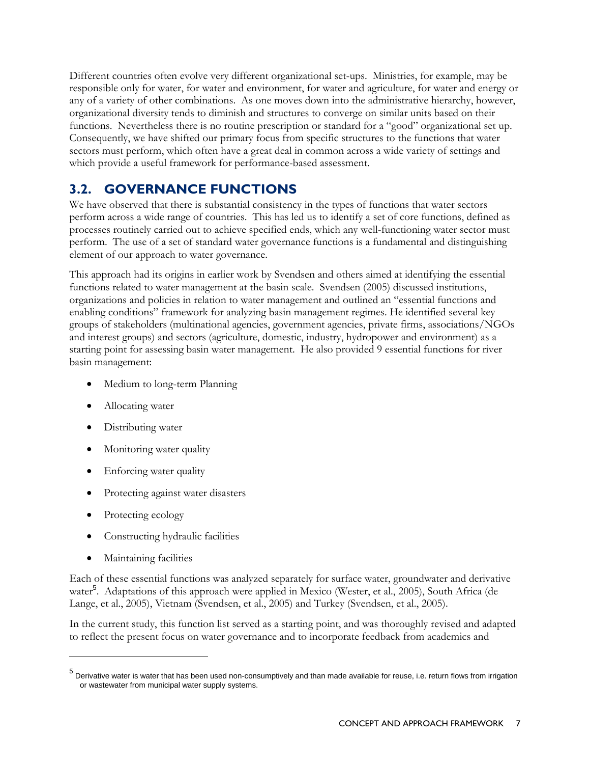Different countries often evolve very different organizational set-ups. Ministries, for example, may be responsible only for water, for water and environment, for water and agriculture, for water and energy or any of a variety of other combinations. As one moves down into the administrative hierarchy, however, organizational diversity tends to diminish and structures to converge on similar units based on their functions. Nevertheless there is no routine prescription or standard for a "good" organizational set up. Consequently, we have shifted our primary focus from specific structures to the functions that water sectors must perform, which often have a great deal in common across a wide variety of settings and which provide a useful framework for performance-based assessment.

## 3.2. GOVERNANCE FUNCTIONS

We have observed that there is substantial consistency in the types of functions that water sectors perform across a wide range of countries. This has led us to identify a set of core functions, defined as processes routinely carried out to achieve specified ends, which any well-functioning water sector must perform. The use of a set of standard water governance functions is a fundamental and distinguishing element of our approach to water governance.

This approach had its origins in earlier work by Svendsen and others aimed at identifying the essential functions related to water management at the basin scale. Svendsen (2005) discussed institutions, organizations and policies in relation to water management and outlined an "essential functions and enabling conditions" framework for analyzing basin management regimes. He identified several key groups of stakeholders (multinational agencies, government agencies, private firms, associations/NGOs and interest groups) and sectors (agriculture, domestic, industry, hydropower and environment) as a starting point for assessing basin water management. He also provided 9 essential functions for river basin management:

- Medium to long-term Planning
- Allocating water
- Distributing water
- Monitoring water quality
- Enforcing water quality
- Protecting against water disasters
- Protecting ecology
- Constructing hydraulic facilities
- Maintaining facilities

Each of these essential functions was analyzed separately for surface water, groundwater and derivative water[5]. Adaptations of this approach were applied in Mexico (Wester, et al., 2005), South Africa (de Lange, et al., 2005), Vietnam (Svendsen, et al., 2005) and Turkey (Svendsen, et al., 2005).

In the current study, this function list served as a starting point, and was thoroughly revised and adapted to reflect the present focus on water governance and to incorporate feedback from academics and

---

[5] Derivative water is water that has been used non-consumptively and than made available for reuse, i.e. return flows from irrigation or wastewater from municipal water supply systems.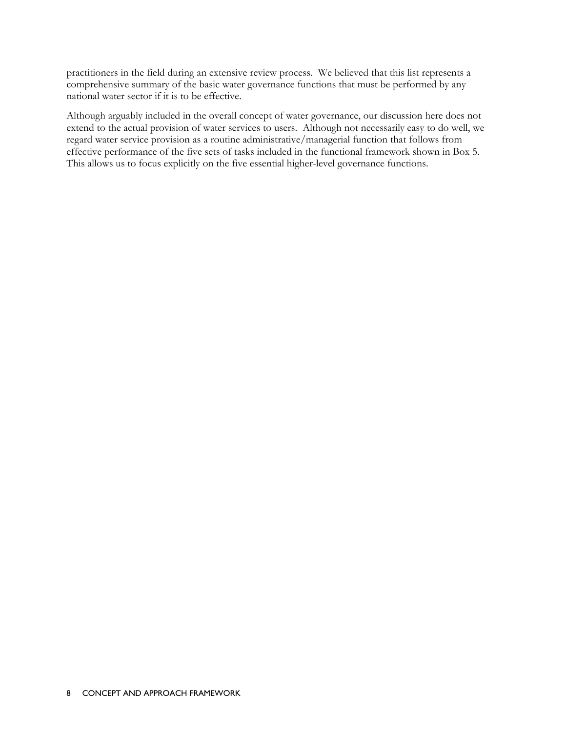practitioners in the field during an extensive review process. We believed that this list represents a comprehensive summary of the basic water governance functions that must be performed by any national water sector if it is to be effective.

Although arguably included in the overall concept of water governance, our discussion here does not extend to the actual provision of water services to users. Although not necessarily easy to do well, we regard water service provision as a routine administrative/managerial function that follows from effective performance of the five sets of tasks included in the functional framework shown in Box 5. This allows us to focus explicitly on the five essential higher-level governance functions.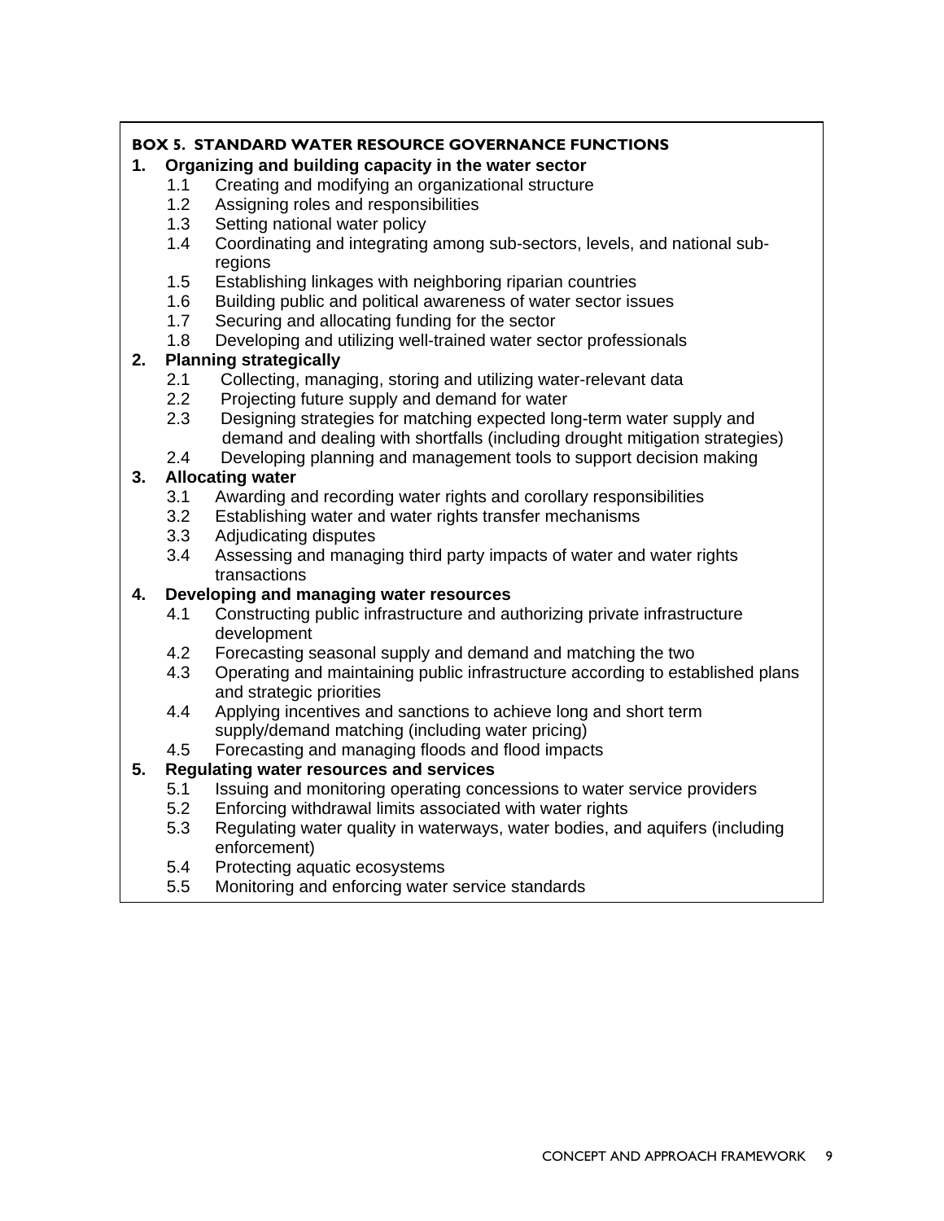**BOX 5. STANDARD WATER RESOURCE GOVERNANCE FUNCTIONS**

1. **Organizing and building capacity in the water sector**
   - 1.1 Creating and modifying an organizational structure
   - 1.2 Assigning roles and responsibilities
   - 1.3 Setting national water policy
   - 1.4 Coordinating and integrating among sub-sectors, levels, and national sub-regions
   - 1.5 Establishing linkages with neighboring riparian countries
   - 1.6 Building public and political awareness of water sector issues
   - 1.7 Securing and allocating funding for the sector
   - 1.8 Developing and utilizing well-trained water sector professionals
2. **Planning strategically**
   - 2.1 Collecting, managing, storing and utilizing water-relevant data
   - 2.2 Projecting future supply and demand for water
   - 2.3 Designing strategies for matching expected long-term water supply and demand and dealing with shortfalls (including drought mitigation strategies)
   - 2.4 Developing planning and management tools to support decision making
3. **Allocating water**
   - 3.1 Awarding and recording water rights and corollary responsibilities
   - 3.2 Establishing water and water rights transfer mechanisms
   - 3.3 Adjudicating disputes
   - 3.4 Assessing and managing third party impacts of water and water rights transactions
4. **Developing and managing water resources**
   - 4.1 Constructing public infrastructure and authorizing private infrastructure development
   - 4.2 Forecasting seasonal supply and demand and matching the two
   - 4.3 Operating and maintaining public infrastructure according to established plans and strategic priorities
   - 4.4 Applying incentives and sanctions to achieve long and short term supply/demand matching (including water pricing)
   - 4.5 Forecasting and managing floods and flood impacts
5. **Regulating water resources and services**
   - 5.1 Issuing and monitoring operating concessions to water service providers
   - 5.2 Enforcing withdrawal limits associated with water rights
   - 5.3 Regulating water quality in waterways, water bodies, and aquifers (including enforcement)
   - 5.4 Protecting aquatic ecosystems
   - 5.5 Monitoring and enforcing water service standards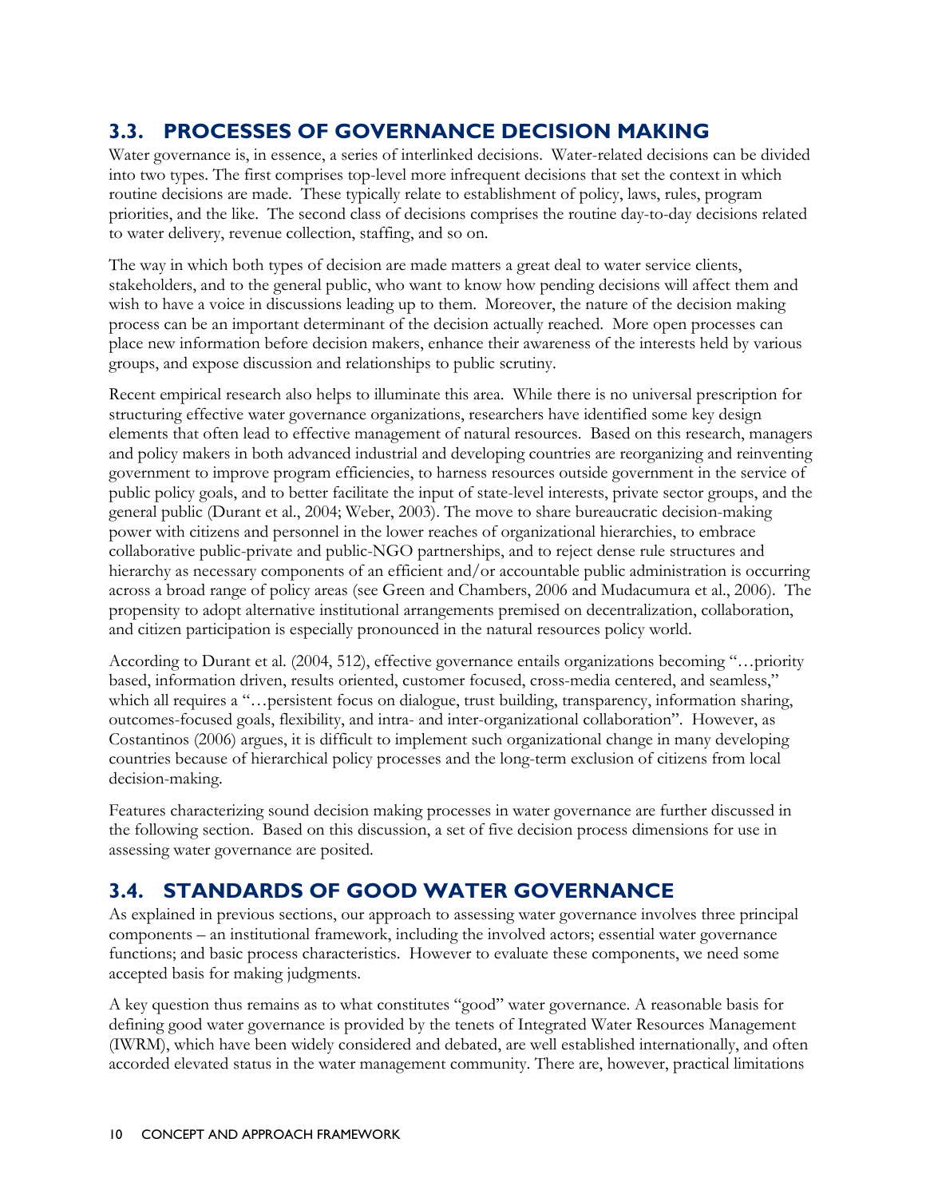## 3.3. PROCESSES OF GOVERNANCE DECISION MAKING

Water governance is, in essence, a series of interlinked decisions. Water-related decisions can be divided into two types. The first comprises top-level more infrequent decisions that set the context in which routine decisions are made. These typically relate to establishment of policy, laws, rules, program priorities, and the like. The second class of decisions comprises the routine day-to-day decisions related to water delivery, revenue collection, staffing, and so on.

The way in which both types of decision are made matters a great deal to water service clients, stakeholders, and to the general public, who want to know how pending decisions will affect them and wish to have a voice in discussions leading up to them. Moreover, the nature of the decision making process can be an important determinant of the decision actually reached. More open processes can place new information before decision makers, enhance their awareness of the interests held by various groups, and expose discussion and relationships to public scrutiny.

Recent empirical research also helps to illuminate this area. While there is no universal prescription for structuring effective water governance organizations, researchers have identified some key design elements that often lead to effective management of natural resources. Based on this research, managers and policy makers in both advanced industrial and developing countries are reorganizing and reinventing government to improve program efficiencies, to harness resources outside government in the service of public policy goals, and to better facilitate the input of state-level interests, private sector groups, and the general public (Durant et al., 2004; Weber, 2003). The move to share bureaucratic decision-making power with citizens and personnel in the lower reaches of organizational hierarchies, to embrace collaborative public-private and public-NGO partnerships, and to reject dense rule structures and hierarchy as necessary components of an efficient and/or accountable public administration is occurring across a broad range of policy areas (see Green and Chambers, 2006 and Mudacumura et al., 2006). The propensity to adopt alternative institutional arrangements premised on decentralization, collaboration, and citizen participation is especially pronounced in the natural resources policy world.

According to Durant et al. (2004, 512), effective governance entails organizations becoming "…priority based, information driven, results oriented, customer focused, cross-media centered, and seamless," which all requires a "…persistent focus on dialogue, trust building, transparency, information sharing, outcomes-focused goals, flexibility, and intra- and inter-organizational collaboration". However, as Costantinos (2006) argues, it is difficult to implement such organizational change in many developing countries because of hierarchical policy processes and the long-term exclusion of citizens from local decision-making.

Features characterizing sound decision making processes in water governance are further discussed in the following section. Based on this discussion, a set of five decision process dimensions for use in assessing water governance are posited.

## 3.4. STANDARDS OF GOOD WATER GOVERNANCE

As explained in previous sections, our approach to assessing water governance involves three principal components – an institutional framework, including the involved actors; essential water governance functions; and basic process characteristics. However to evaluate these components, we need some accepted basis for making judgments.

A key question thus remains as to what constitutes "good" water governance. A reasonable basis for defining good water governance is provided by the tenets of Integrated Water Resources Management (IWRM), which have been widely considered and debated, are well established internationally, and often accorded elevated status in the water management community. There are, however, practical limitations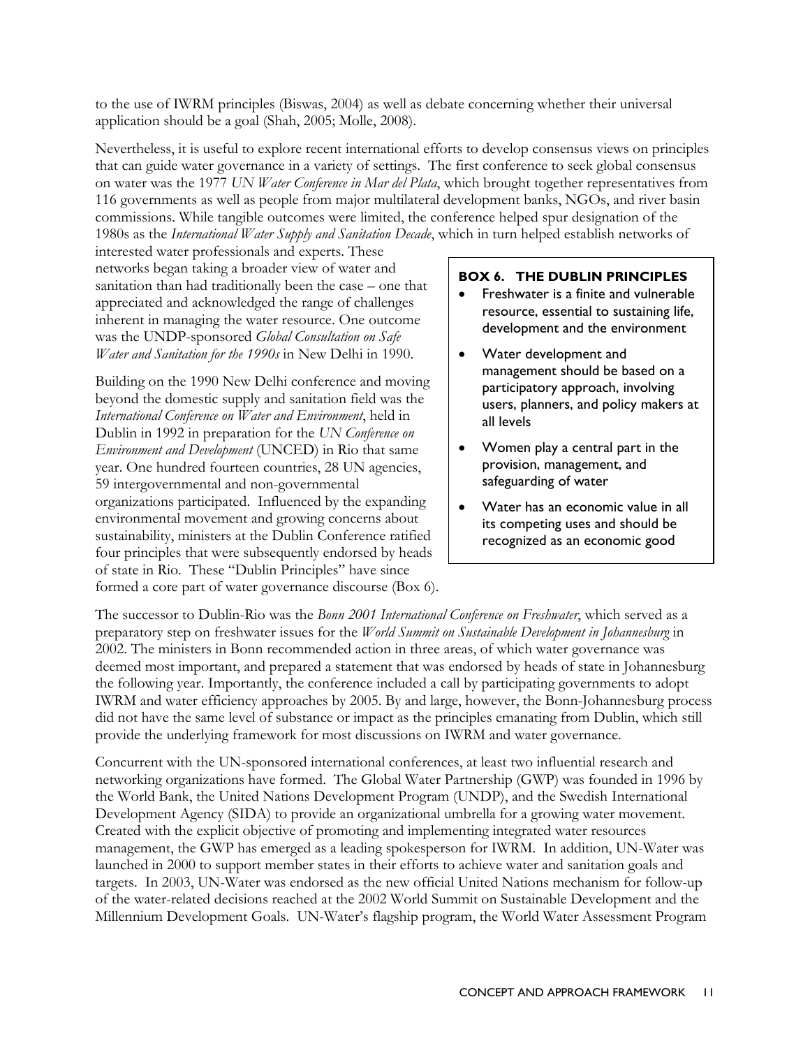to the use of IWRM principles (Biswas, 2004) as well as debate concerning whether their universal application should be a goal (Shah, 2005; Molle, 2008).

Nevertheless, it is useful to explore recent international efforts to develop consensus views on principles that can guide water governance in a variety of settings. The first conference to seek global consensus on water was the 1977 *UN Water Conference in Mar del Plata*, which brought together representatives from 116 governments as well as people from major multilateral development banks, NGOs, and river basin commissions. While tangible outcomes were limited, the conference helped spur designation of the 1980s as the *International Water Supply and Sanitation Decade*, which in turn helped establish networks of interested water professionals and experts. These networks began taking a broader view of water and sanitation than had traditionally been the case – one that appreciated and acknowledged the range of challenges inherent in managing the water resource. One outcome was the UNDP-sponsored *Global Consultation on Safe Water and Sanitation for the 1990s* in New Delhi in 1990.

Building on the 1990 New Delhi conference and moving beyond the domestic supply and sanitation field was the *International Conference on Water and Environment*, held in Dublin in 1992 in preparation for the *UN Conference on Environment and Development* (UNCED) in Rio that same year. One hundred fourteen countries, 28 UN agencies, 59 intergovernmental and non-governmental organizations participated. Influenced by the expanding environmental movement and growing concerns about sustainability, ministers at the Dublin Conference ratified four principles that were subsequently endorsed by heads of state in Rio. These "Dublin Principles" have since formed a core part of water governance discourse (Box 6).

**BOX 6. THE DUBLIN PRINCIPLES**

- Freshwater is a finite and vulnerable resource, essential to sustaining life, development and the environment
- Water development and management should be based on a participatory approach, involving users, planners, and policy makers at all levels
- Women play a central part in the provision, management, and safeguarding of water
- Water has an economic value in all its competing uses and should be recognized as an economic good

The successor to Dublin-Rio was the *Bonn 2001 International Conference on Freshwater*, which served as a preparatory step on freshwater issues for the *World Summit on Sustainable Development in Johannesburg* in 2002. The ministers in Bonn recommended action in three areas, of which water governance was deemed most important, and prepared a statement that was endorsed by heads of state in Johannesburg the following year. Importantly, the conference included a call by participating governments to adopt IWRM and water efficiency approaches by 2005. By and large, however, the Bonn-Johannesburg process did not have the same level of substance or impact as the principles emanating from Dublin, which still provide the underlying framework for most discussions on IWRM and water governance.

Concurrent with the UN-sponsored international conferences, at least two influential research and networking organizations have formed. The Global Water Partnership (GWP) was founded in 1996 by the World Bank, the United Nations Development Program (UNDP), and the Swedish International Development Agency (SIDA) to provide an organizational umbrella for a growing water movement. Created with the explicit objective of promoting and implementing integrated water resources management, the GWP has emerged as a leading spokesperson for IWRM. In addition, UN-Water was launched in 2000 to support member states in their efforts to achieve water and sanitation goals and targets. In 2003, UN-Water was endorsed as the new official United Nations mechanism for follow-up of the water-related decisions reached at the 2002 World Summit on Sustainable Development and the Millennium Development Goals. UN-Water's flagship program, the World Water Assessment Program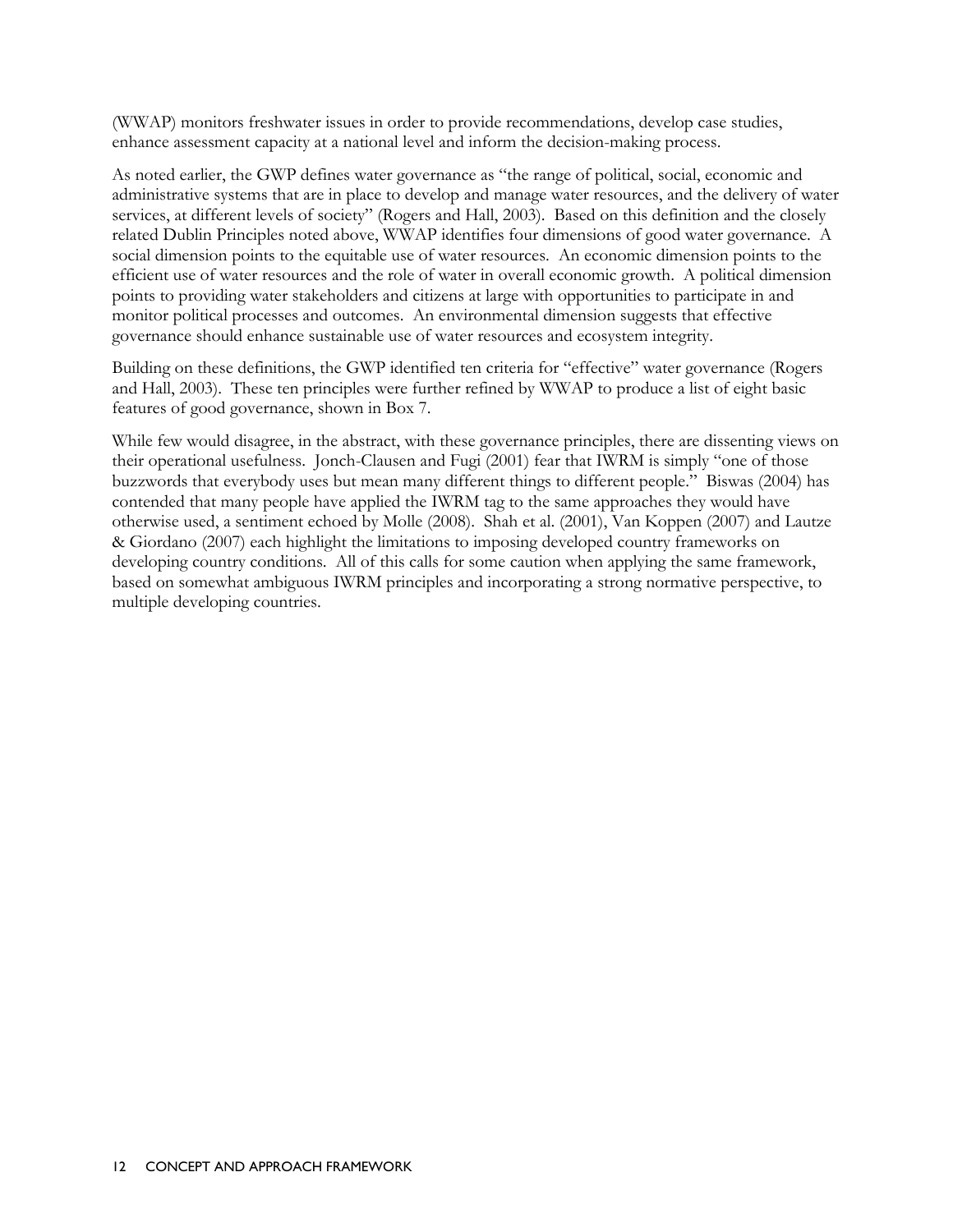(WWAP) monitors freshwater issues in order to provide recommendations, develop case studies, enhance assessment capacity at a national level and inform the decision-making process.

As noted earlier, the GWP defines water governance as "the range of political, social, economic and administrative systems that are in place to develop and manage water resources, and the delivery of water services, at different levels of society" (Rogers and Hall, 2003). Based on this definition and the closely related Dublin Principles noted above, WWAP identifies four dimensions of good water governance. A social dimension points to the equitable use of water resources. An economic dimension points to the efficient use of water resources and the role of water in overall economic growth. A political dimension points to providing water stakeholders and citizens at large with opportunities to participate in and monitor political processes and outcomes. An environmental dimension suggests that effective governance should enhance sustainable use of water resources and ecosystem integrity.

Building on these definitions, the GWP identified ten criteria for "effective" water governance (Rogers and Hall, 2003). These ten principles were further refined by WWAP to produce a list of eight basic features of good governance, shown in Box 7.

While few would disagree, in the abstract, with these governance principles, there are dissenting views on their operational usefulness. Jonch-Clausen and Fugi (2001) fear that IWRM is simply "one of those buzzwords that everybody uses but mean many different things to different people." Biswas (2004) has contended that many people have applied the IWRM tag to the same approaches they would have otherwise used, a sentiment echoed by Molle (2008). Shah et al. (2001), Van Koppen (2007) and Lautze & Giordano (2007) each highlight the limitations to imposing developed country frameworks on developing country conditions. All of this calls for some caution when applying the same framework, based on somewhat ambiguous IWRM principles and incorporating a strong normative perspective, to multiple developing countries.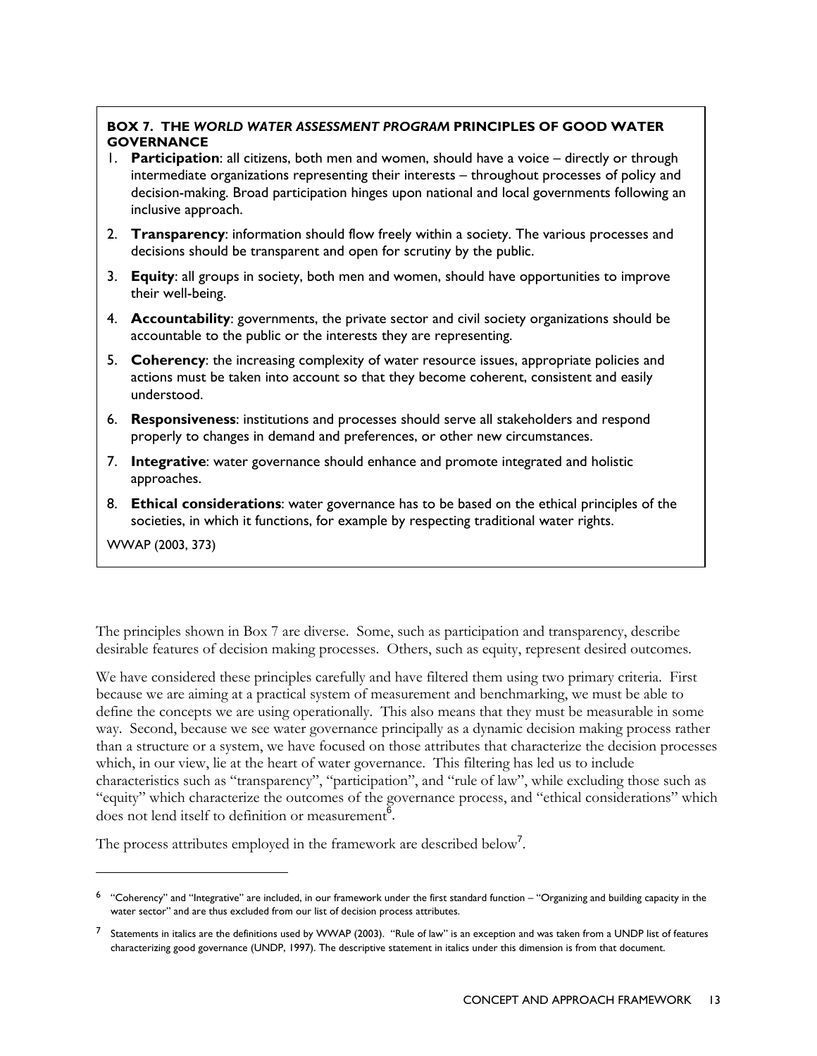**BOX 7. THE *WORLD WATER ASSESSMENT PROGRAM* PRINCIPLES OF GOOD WATER GOVERNANCE**

1. **Participation**: all citizens, both men and women, should have a voice – directly or through intermediate organizations representing their interests – throughout processes of policy and decision-making. Broad participation hinges upon national and local governments following an inclusive approach.
2. **Transparency**: information should flow freely within a society. The various processes and decisions should be transparent and open for scrutiny by the public.
3. **Equity**: all groups in society, both men and women, should have opportunities to improve their well-being.
4. **Accountability**: governments, the private sector and civil society organizations should be accountable to the public or the interests they are representing.
5. **Coherency**: the increasing complexity of water resource issues, appropriate policies and actions must be taken into account so that they become coherent, consistent and easily understood.
6. **Responsiveness**: institutions and processes should serve all stakeholders and respond properly to changes in demand and preferences, or other new circumstances.
7. **Integrative**: water governance should enhance and promote integrated and holistic approaches.
8. **Ethical considerations**: water governance has to be based on the ethical principles of the societies, in which it functions, for example by respecting traditional water rights.

WWAP (2003, 373)

The principles shown in Box 7 are diverse. Some, such as participation and transparency, describe desirable features of decision making processes. Others, such as equity, represent desired outcomes.

We have considered these principles carefully and have filtered them using two primary criteria. First because we are aiming at a practical system of measurement and benchmarking, we must be able to define the concepts we are using operationally. This also means that they must be measurable in some way. Second, because we see water governance principally as a dynamic decision making process rather than a structure or a system, we have focused on those attributes that characterize the decision processes which, in our view, lie at the heart of water governance. This filtering has led us to include characteristics such as "transparency", "participation", and "rule of law", while excluding those such as "equity" which characterize the outcomes of the governance process, and "ethical considerations" which does not lend itself to definition or measurement[6].

The process attributes employed in the framework are described below[7].

---

[6] "Coherency" and "Integrative" are included, in our framework under the first standard function – "Organizing and building capacity in the water sector" and are thus excluded from our list of decision process attributes.

[7] Statements in italics are the definitions used by WWAP (2003). "Rule of law" is an exception and was taken from a UNDP list of features characterizing good governance (UNDP, 1997). The descriptive statement in italics under this dimension is from that document.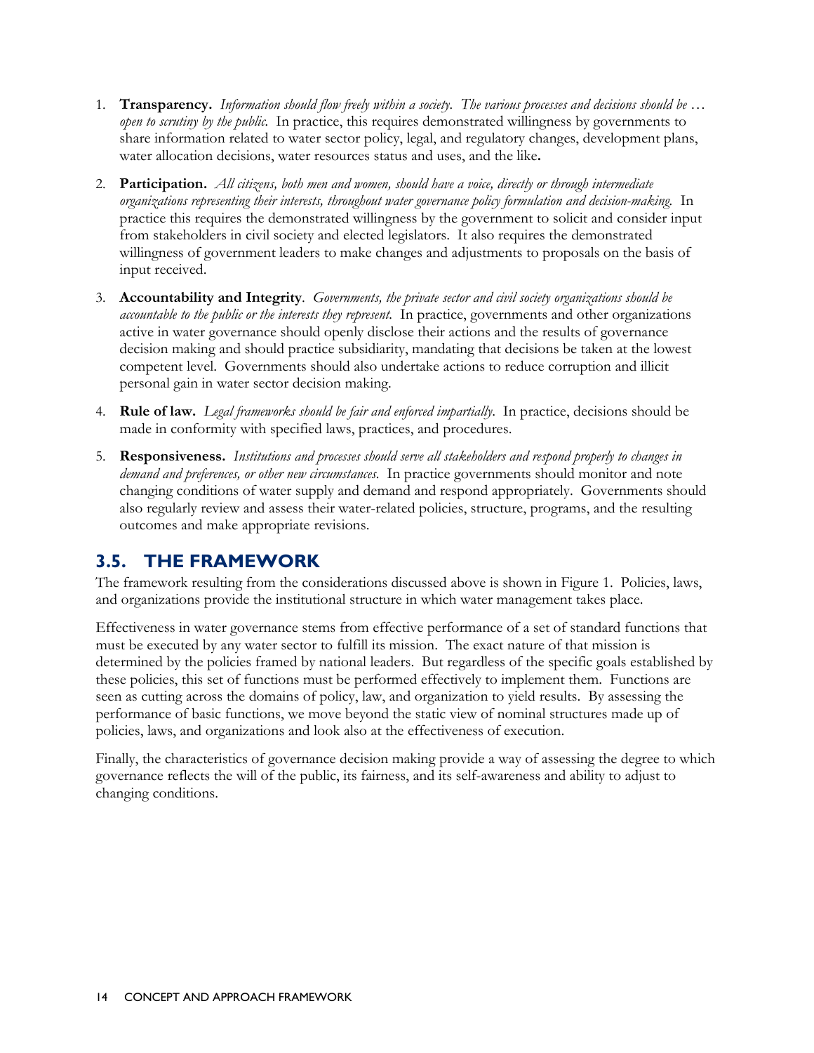1. **Transparency.** *Information should flow freely within a society. The various processes and decisions should be … open to scrutiny by the public.* In practice, this requires demonstrated willingness by governments to share information related to water sector policy, legal, and regulatory changes, development plans, water allocation decisions, water resources status and uses, and the like**.**

2. **Participation.** *All citizens, both men and women, should have a voice, directly or through intermediate organizations representing their interests, throughout water governance policy formulation and decision-making.* In practice this requires the demonstrated willingness by the government to solicit and consider input from stakeholders in civil society and elected legislators. It also requires the demonstrated willingness of government leaders to make changes and adjustments to proposals on the basis of input received.

3. **Accountability and Integrity**. *Governments, the private sector and civil society organizations should be accountable to the public or the interests they represent.* In practice, governments and other organizations active in water governance should openly disclose their actions and the results of governance decision making and should practice subsidiarity, mandating that decisions be taken at the lowest competent level. Governments should also undertake actions to reduce corruption and illicit personal gain in water sector decision making.

4. **Rule of law.** *Legal frameworks should be fair and enforced impartially.* In practice, decisions should be made in conformity with specified laws, practices, and procedures.

5. **Responsiveness.** *Institutions and processes should serve all stakeholders and respond properly to changes in demand and preferences, or other new circumstances.* In practice governments should monitor and note changing conditions of water supply and demand and respond appropriately. Governments should also regularly review and assess their water-related policies, structure, programs, and the resulting outcomes and make appropriate revisions.

## 3.5. THE FRAMEWORK

The framework resulting from the considerations discussed above is shown in Figure 1. Policies, laws, and organizations provide the institutional structure in which water management takes place.

Effectiveness in water governance stems from effective performance of a set of standard functions that must be executed by any water sector to fulfill its mission. The exact nature of that mission is determined by the policies framed by national leaders. But regardless of the specific goals established by these policies, this set of functions must be performed effectively to implement them. Functions are seen as cutting across the domains of policy, law, and organization to yield results. By assessing the performance of basic functions, we move beyond the static view of nominal structures made up of policies, laws, and organizations and look also at the effectiveness of execution.

Finally, the characteristics of governance decision making provide a way of assessing the degree to which governance reflects the will of the public, its fairness, and its self-awareness and ability to adjust to changing conditions.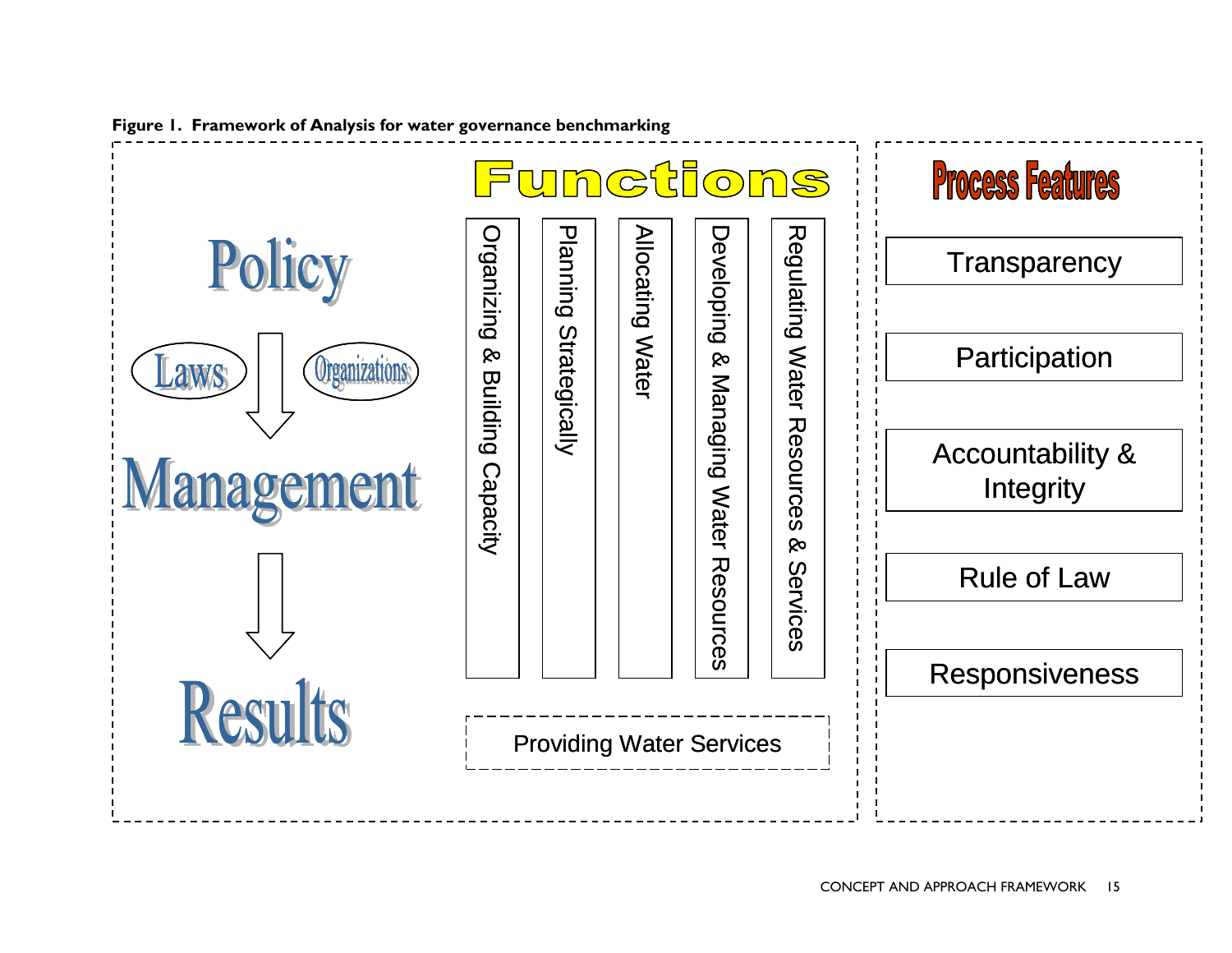**Figure 1. Framework of Analysis for water governance benchmarking**

Policy

Laws

Organizations

Management

Results

**Functions**

- Organizing & Building Capacity
- Planning Strategically
- Allocating Water
- Developing & Managing Water Resources
- Regulating Water Resources & Services

Providing Water Services

**Process Features**

- Transparency
- Participation
- Accountability & Integrity
- Rule of Law
- Responsiveness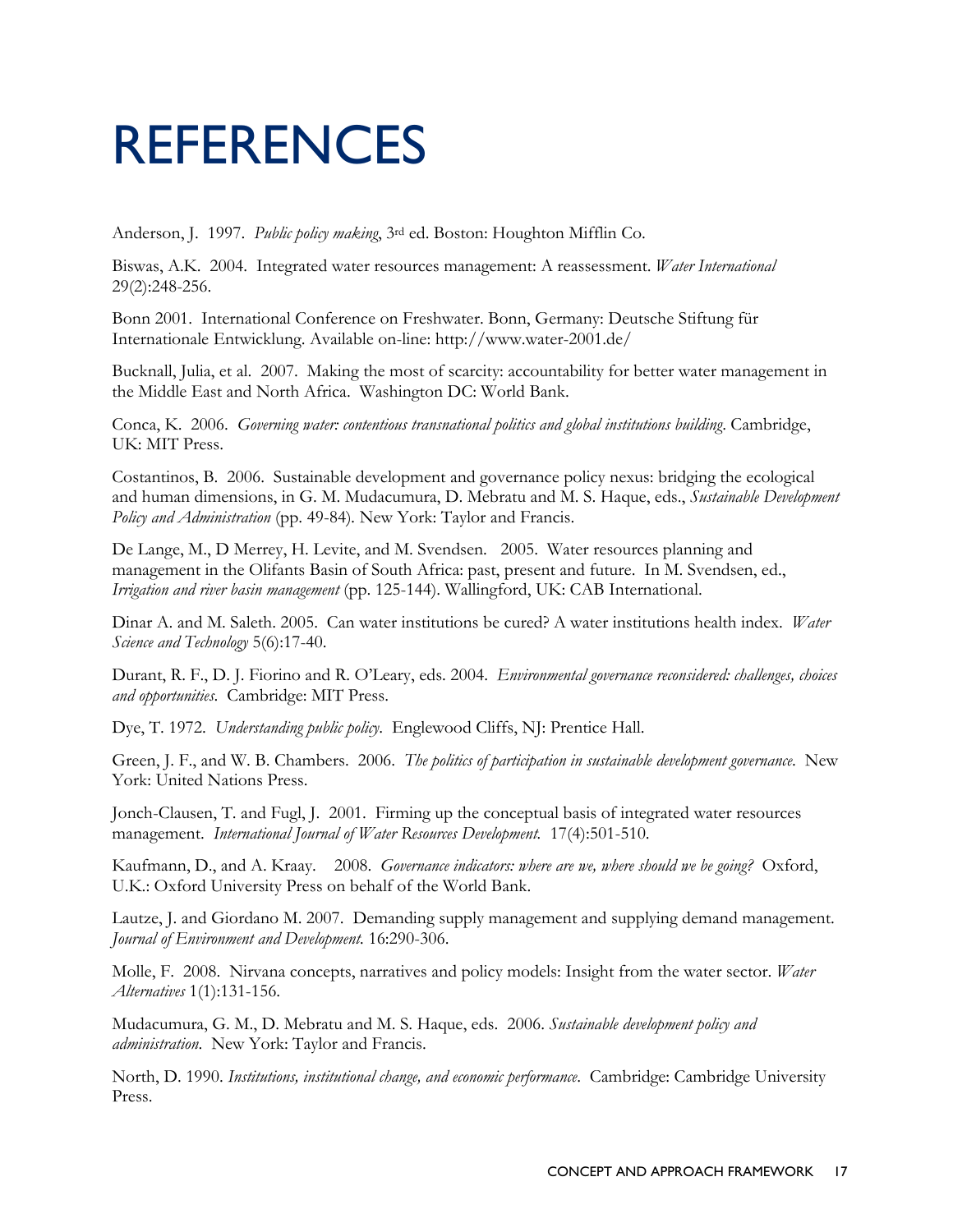# REFERENCES

Anderson, J. 1997. *Public policy making*, 3rd ed. Boston: Houghton Mifflin Co.

Biswas, A.K. 2004. Integrated water resources management: A reassessment. *Water International* 29(2):248-256.

Bonn 2001. International Conference on Freshwater. Bonn, Germany: Deutsche Stiftung für Internationale Entwicklung. Available on-line: http://www.water-2001.de/

Bucknall, Julia, et al. 2007. Making the most of scarcity: accountability for better water management in the Middle East and North Africa. Washington DC: World Bank.

Conca, K. 2006. *Governing water: contentious transnational politics and global institutions building*. Cambridge, UK: MIT Press.

Costantinos, B. 2006. Sustainable development and governance policy nexus: bridging the ecological and human dimensions, in G. M. Mudacumura, D. Mebratu and M. S. Haque, eds., *Sustainable Development Policy and Administration* (pp. 49-84). New York: Taylor and Francis.

De Lange, M., D Merrey, H. Levite, and M. Svendsen. 2005. Water resources planning and management in the Olifants Basin of South Africa: past, present and future. In M. Svendsen, ed., *Irrigation and river basin management* (pp. 125-144). Wallingford, UK: CAB International.

Dinar A. and M. Saleth. 2005. Can water institutions be cured? A water institutions health index. *Water Science and Technology* 5(6):17-40.

Durant, R. F., D. J. Fiorino and R. O'Leary, eds. 2004. *Environmental governance reconsidered: challenges, choices and opportunities*. Cambridge: MIT Press.

Dye, T. 1972. *Understanding public policy*. Englewood Cliffs, NJ: Prentice Hall.

Green, J. F., and W. B. Chambers. 2006. *The politics of participation in sustainable development governance*. New York: United Nations Press.

Jonch-Clausen, T. and Fugl, J. 2001. Firming up the conceptual basis of integrated water resources management. *International Journal of Water Resources Development*. 17(4):501-510.

Kaufmann, D., and A. Kraay. 2008. *Governance indicators: where are we, where should we be going?* Oxford, U.K.: Oxford University Press on behalf of the World Bank.

Lautze, J. and Giordano M. 2007. Demanding supply management and supplying demand management. *Journal of Environment and Development*. 16:290-306.

Molle, F. 2008. Nirvana concepts, narratives and policy models: Insight from the water sector. *Water Alternatives* 1(1):131-156.

Mudacumura, G. M., D. Mebratu and M. S. Haque, eds. 2006. *Sustainable development policy and administration*. New York: Taylor and Francis.

North, D. 1990. *Institutions, institutional change, and economic performance*. Cambridge: Cambridge University Press.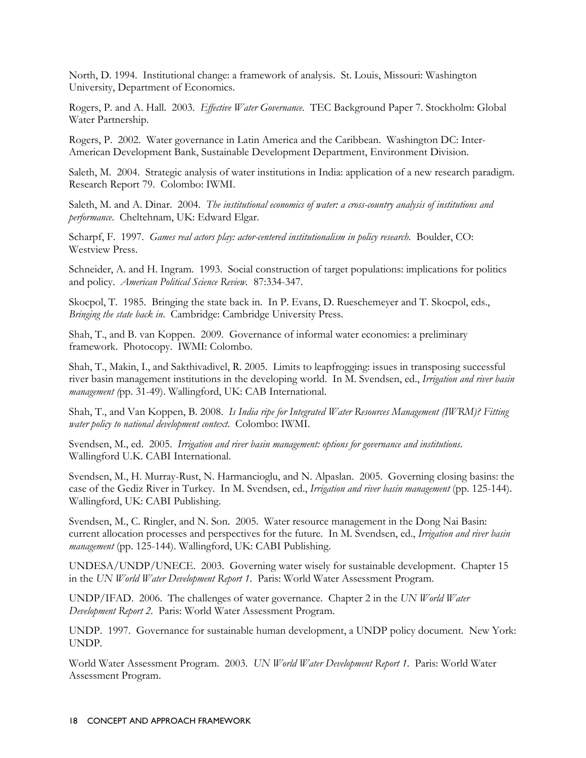North, D. 1994. Institutional change: a framework of analysis. St. Louis, Missouri: Washington University, Department of Economics.

Rogers, P. and A. Hall. 2003. *Effective Water Governance*. TEC Background Paper 7. Stockholm: Global Water Partnership.

Rogers, P. 2002. Water governance in Latin America and the Caribbean. Washington DC: Inter-American Development Bank, Sustainable Development Department, Environment Division.

Saleth, M. 2004. Strategic analysis of water institutions in India: application of a new research paradigm. Research Report 79. Colombo: IWMI.

Saleth, M. and A. Dinar. 2004. *The institutional economics of water: a cross-country analysis of institutions and performance*. Cheltehnam, UK: Edward Elgar.

Scharpf, F. 1997. *Games real actors play: actor-centered institutionalism in policy research*. Boulder, CO: Westview Press.

Schneider, A. and H. Ingram. 1993. Social construction of target populations: implications for politics and policy. *American Political Science Review*. 87:334-347.

Skocpol, T. 1985. Bringing the state back in. In P. Evans, D. Rueschemeyer and T. Skocpol, eds., *Bringing the state back in*. Cambridge: Cambridge University Press.

Shah, T., and B. van Koppen. 2009. Governance of informal water economies: a preliminary framework. Photocopy. IWMI: Colombo.

Shah, T., Makin, I., and Sakthivadivel, R. 2005. Limits to leapfrogging: issues in transposing successful river basin management institutions in the developing world. In M. Svendsen, ed., *Irrigation and river basin management (*pp. 31-49). Wallingford, UK: CAB International.

Shah, T., and Van Koppen, B. 2008. *Is India ripe for Integrated Water Resources Management (IWRM)? Fitting water policy to national development context*. Colombo: IWMI.

Svendsen, M., ed. 2005. *Irrigation and river basin management: options for governance and institutions*. Wallingford U.K. CABI International.

Svendsen, M., H. Murray-Rust, N. Harmancioglu, and N. Alpaslan. 2005. Governing closing basins: the case of the Gediz River in Turkey. In M. Svendsen, ed., *Irrigation and river basin management* (pp. 125-144). Wallingford, UK: CABI Publishing.

Svendsen, M., C. Ringler, and N. Son. 2005. Water resource management in the Dong Nai Basin: current allocation processes and perspectives for the future. In M. Svendsen, ed., *Irrigation and river basin management* (pp. 125-144). Wallingford, UK: CABI Publishing.

UNDESA/UNDP/UNECE. 2003. Governing water wisely for sustainable development. Chapter 15 in the *UN World Water Development Report 1*. Paris: World Water Assessment Program.

UNDP/IFAD. 2006. The challenges of water governance. Chapter 2 in the *UN World Water Development Report 2*. Paris: World Water Assessment Program.

UNDP. 1997. Governance for sustainable human development, a UNDP policy document. New York: UNDP.

World Water Assessment Program. 2003. *UN World Water Development Report 1*. Paris: World Water Assessment Program.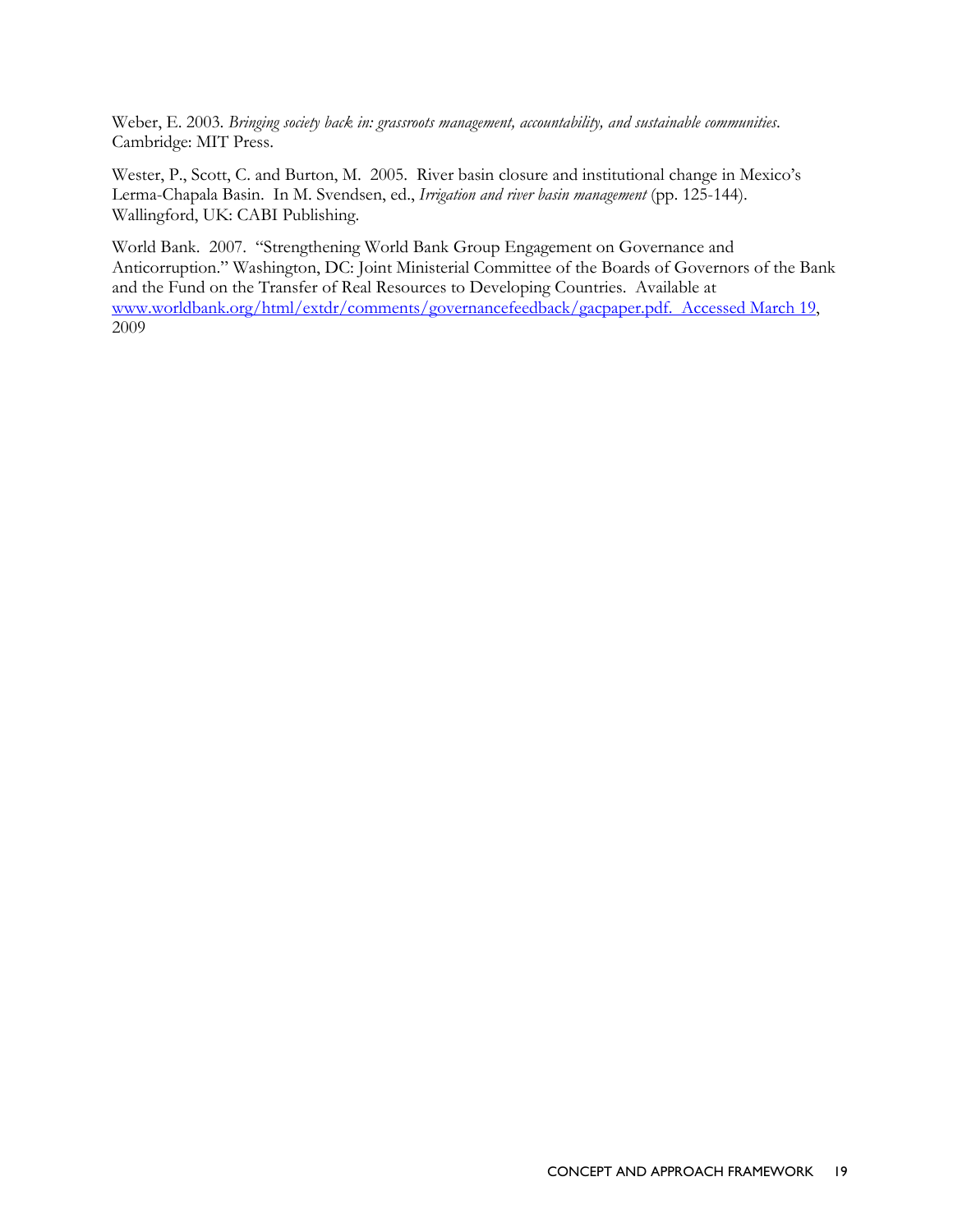Weber, E. 2003. *Bringing society back in: grassroots management, accountability, and sustainable communities*. Cambridge: MIT Press.

Wester, P., Scott, C. and Burton, M. 2005. River basin closure and institutional change in Mexico's Lerma-Chapala Basin. In M. Svendsen, ed., *Irrigation and river basin management* (pp. 125-144). Wallingford, UK: CABI Publishing.

World Bank. 2007. "Strengthening World Bank Group Engagement on Governance and Anticorruption." Washington, DC: Joint Ministerial Committee of the Boards of Governors of the Bank and the Fund on the Transfer of Real Resources to Developing Countries. Available at [www.worldbank.org/html/extdr/comments/governancefeedback/gacpaper.pdf. Accessed March 19](www.worldbank.org/html/extdr/comments/governancefeedback/gacpaper.pdf), 2009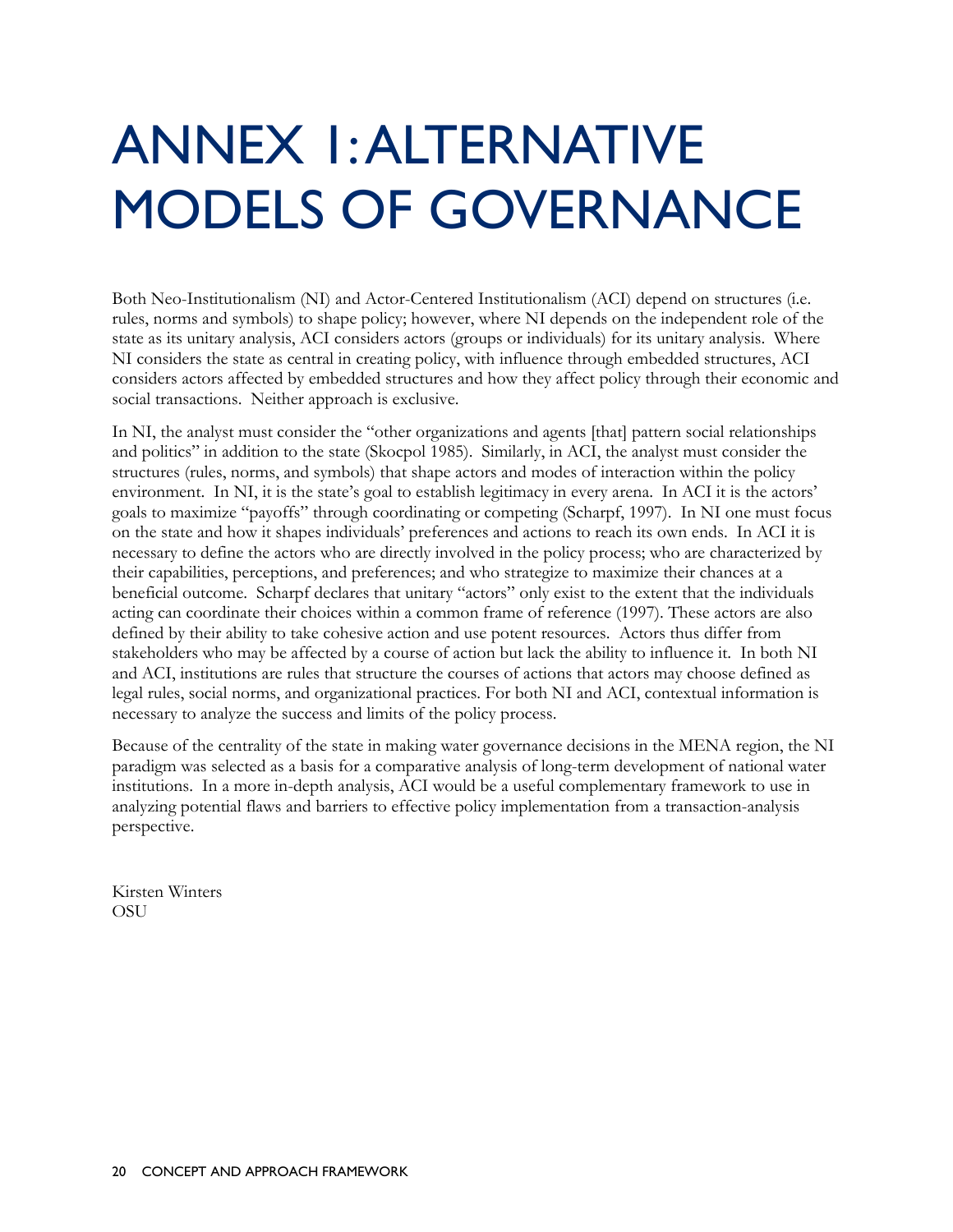# ANNEX 1: ALTERNATIVE MODELS OF GOVERNANCE

Both Neo-Institutionalism (NI) and Actor-Centered Institutionalism (ACI) depend on structures (i.e. rules, norms and symbols) to shape policy; however, where NI depends on the independent role of the state as its unitary analysis, ACI considers actors (groups or individuals) for its unitary analysis. Where NI considers the state as central in creating policy, with influence through embedded structures, ACI considers actors affected by embedded structures and how they affect policy through their economic and social transactions. Neither approach is exclusive.

In NI, the analyst must consider the "other organizations and agents [that] pattern social relationships and politics" in addition to the state (Skocpol 1985). Similarly, in ACI, the analyst must consider the structures (rules, norms, and symbols) that shape actors and modes of interaction within the policy environment. In NI, it is the state's goal to establish legitimacy in every arena. In ACI it is the actors' goals to maximize "payoffs" through coordinating or competing (Scharpf, 1997). In NI one must focus on the state and how it shapes individuals' preferences and actions to reach its own ends. In ACI it is necessary to define the actors who are directly involved in the policy process; who are characterized by their capabilities, perceptions, and preferences; and who strategize to maximize their chances at a beneficial outcome. Scharpf declares that unitary "actors" only exist to the extent that the individuals acting can coordinate their choices within a common frame of reference (1997). These actors are also defined by their ability to take cohesive action and use potent resources. Actors thus differ from stakeholders who may be affected by a course of action but lack the ability to influence it. In both NI and ACI, institutions are rules that structure the courses of actions that actors may choose defined as legal rules, social norms, and organizational practices. For both NI and ACI, contextual information is necessary to analyze the success and limits of the policy process.

Because of the centrality of the state in making water governance decisions in the MENA region, the NI paradigm was selected as a basis for a comparative analysis of long-term development of national water institutions. In a more in-depth analysis, ACI would be a useful complementary framework to use in analyzing potential flaws and barriers to effective policy implementation from a transaction-analysis perspective.

Kirsten Winters
OSU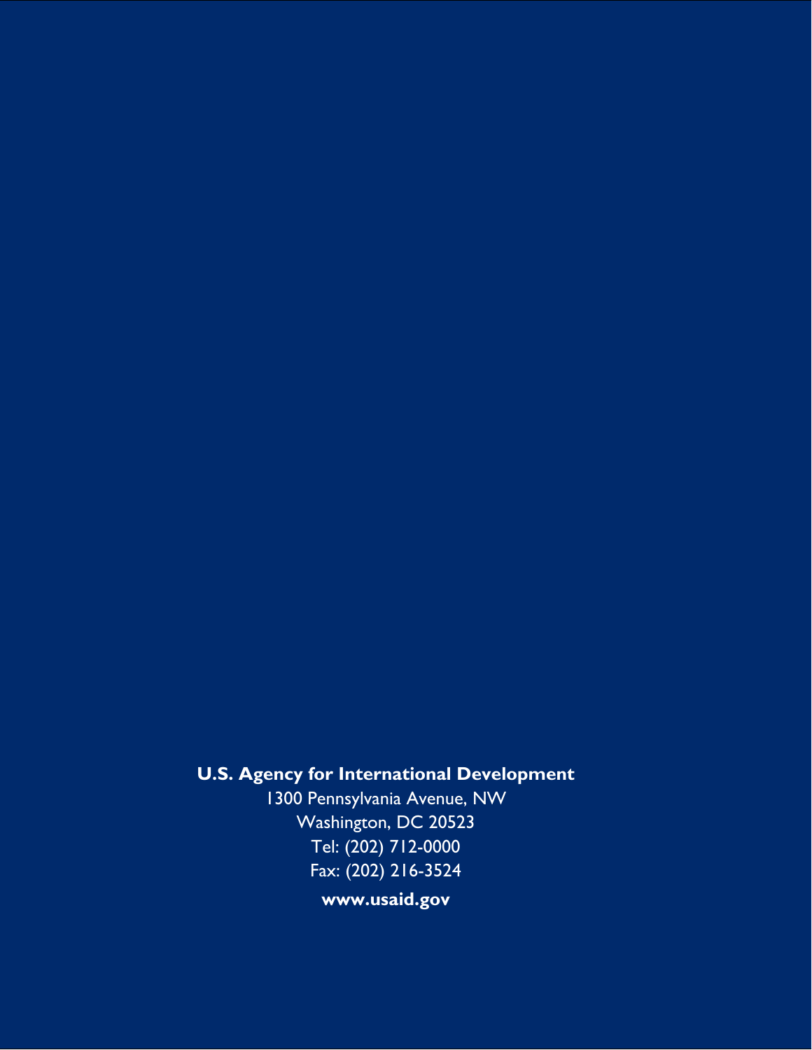**U.S. Agency for International Development**

1300 Pennsylvania Avenue, NW

Washington, DC 20523

Tel: (202) 712-0000

Fax: (202) 216-3524

**www.usaid.gov**